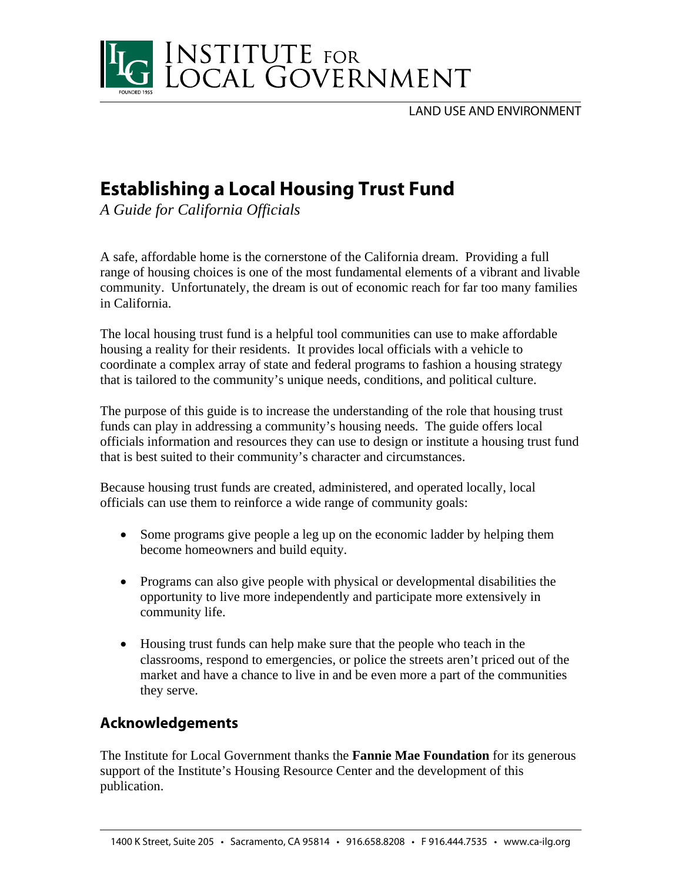# INSTITUTE FOR LOCAL GOVERNMENT

LAND USE AND ENVIRONMENT

# Establishing a Local Housing Trust Fund

*A Guide for California Officials*

A safe, affordable home is the cornerstone of the California dream. Providing a full range of housing choices is one of the most fundamental elements of a vibrant and livable community. Unfortunately, the dream is out of economic reach for far too many families in California.

The local housing trust fund is a helpful tool communities can use to make affordable housing a reality for their residents. It provides local officials with a vehicle to coordinate a complex array of state and federal programs to fashion a housing strategy that is tailored to the community's unique needs, conditions, and political culture.

The purpose of this guide is to increase the understanding of the role that housing trust funds can play in addressing a community's housing needs. The guide offers local officials information and resources they can use to design or institute a housing trust fund that is best suited to their community's character and circumstances.

Because housing trust funds are created, administered, and operated locally, local officials can use them to reinforce a wide range of community goals:

- Some programs give people a leg up on the economic ladder by helping them become homeowners and build equity.
- Programs can also give people with physical or developmental disabilities the opportunity to live more independently and participate more extensively in community life.
- Housing trust funds can help make sure that the people who teach in the classrooms, respond to emergencies, or police the streets aren't priced out of the market and have a chance to live in and be even more a part of the communities they serve.

## Acknowledgements

The Institute for Local Government thanks the **Fannie Mae Foundation** for its generous support of the Institute's Housing Resource Center and the development of this publication.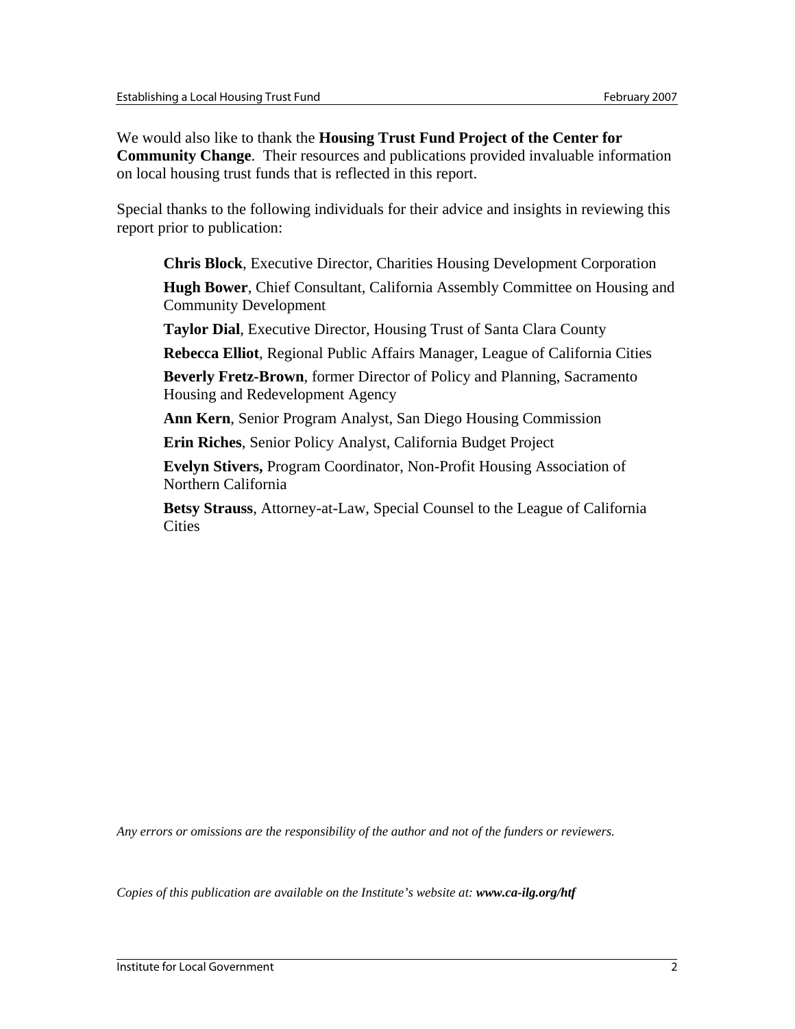We would also like to thank the **Housing Trust Fund Project of the Center for Community Change**. Their resources and publications provided invaluable information on local housing trust funds that is reflected in this report.

Special thanks to the following individuals for their advice and insights in reviewing this report prior to publication:

**Chris Block**, Executive Director, Charities Housing Development Corporation

**Hugh Bower**, Chief Consultant, California Assembly Committee on Housing and Community Development

**Taylor Dial**, Executive Director, Housing Trust of Santa Clara County

**Rebecca Elliot**, Regional Public Affairs Manager, League of California Cities

**Beverly Fretz-Brown**, former Director of Policy and Planning, Sacramento Housing and Redevelopment Agency

**Ann Kern**, Senior Program Analyst, San Diego Housing Commission

**Erin Riches**, Senior Policy Analyst, California Budget Project

**Evelyn Stivers,** Program Coordinator, Non-Profit Housing Association of Northern California

**Betsy Strauss**, Attorney-at-Law, Special Counsel to the League of California Cities

*Any errors or omissions are the responsibility of the author and not of the funders or reviewers.*

*Copies of this publication are available on the Institute's website at:* ***www.ca-ilg.org/htf***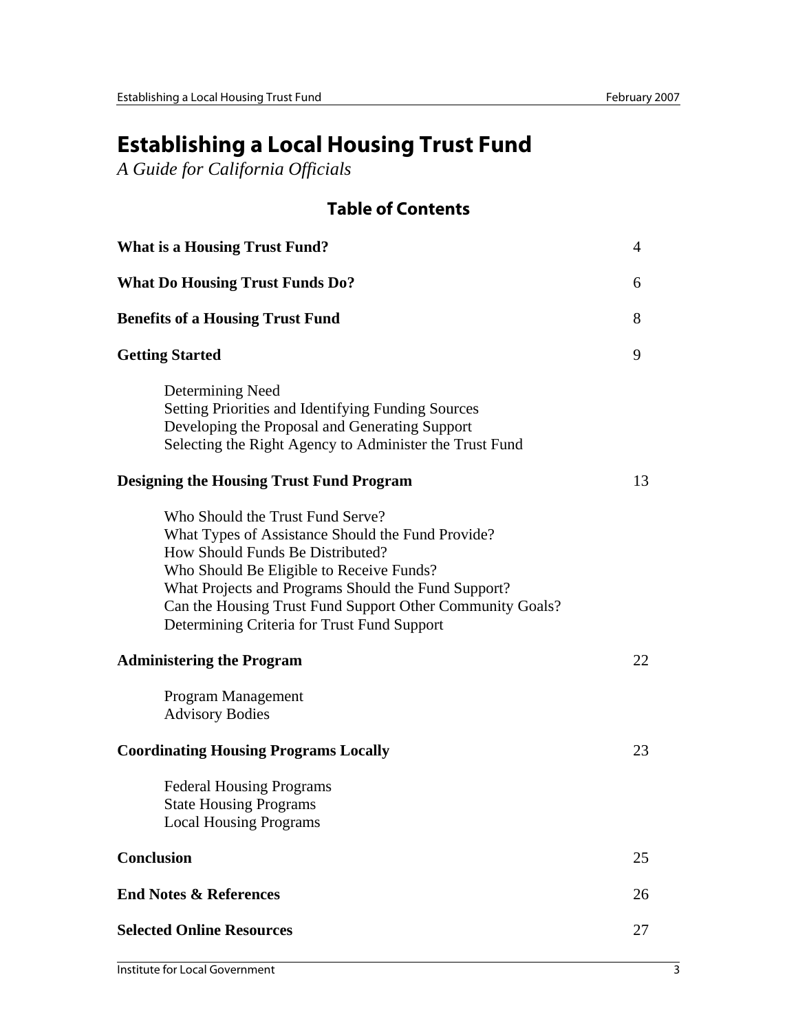# Establishing a Local Housing Trust Fund

*A Guide for California Officials*

## Table of Contents

**What is a Housing Trust Fund?** 4

**What Do Housing Trust Funds Do?** 6

**Benefits of a Housing Trust Fund** 8

**Getting Started** 9

- Determining Need
- Setting Priorities and Identifying Funding Sources
- Developing the Proposal and Generating Support
- Selecting the Right Agency to Administer the Trust Fund

**Designing the Housing Trust Fund Program** 13

- Who Should the Trust Fund Serve?
- What Types of Assistance Should the Fund Provide?
- How Should Funds Be Distributed?
- Who Should Be Eligible to Receive Funds?
- What Projects and Programs Should the Fund Support?
- Can the Housing Trust Fund Support Other Community Goals?
- Determining Criteria for Trust Fund Support

**Administering the Program** 22

- Program Management
- Advisory Bodies

**Coordinating Housing Programs Locally** 23

- Federal Housing Programs
- State Housing Programs
- Local Housing Programs

**Conclusion** 25

**End Notes & References** 26

**Selected Online Resources** 27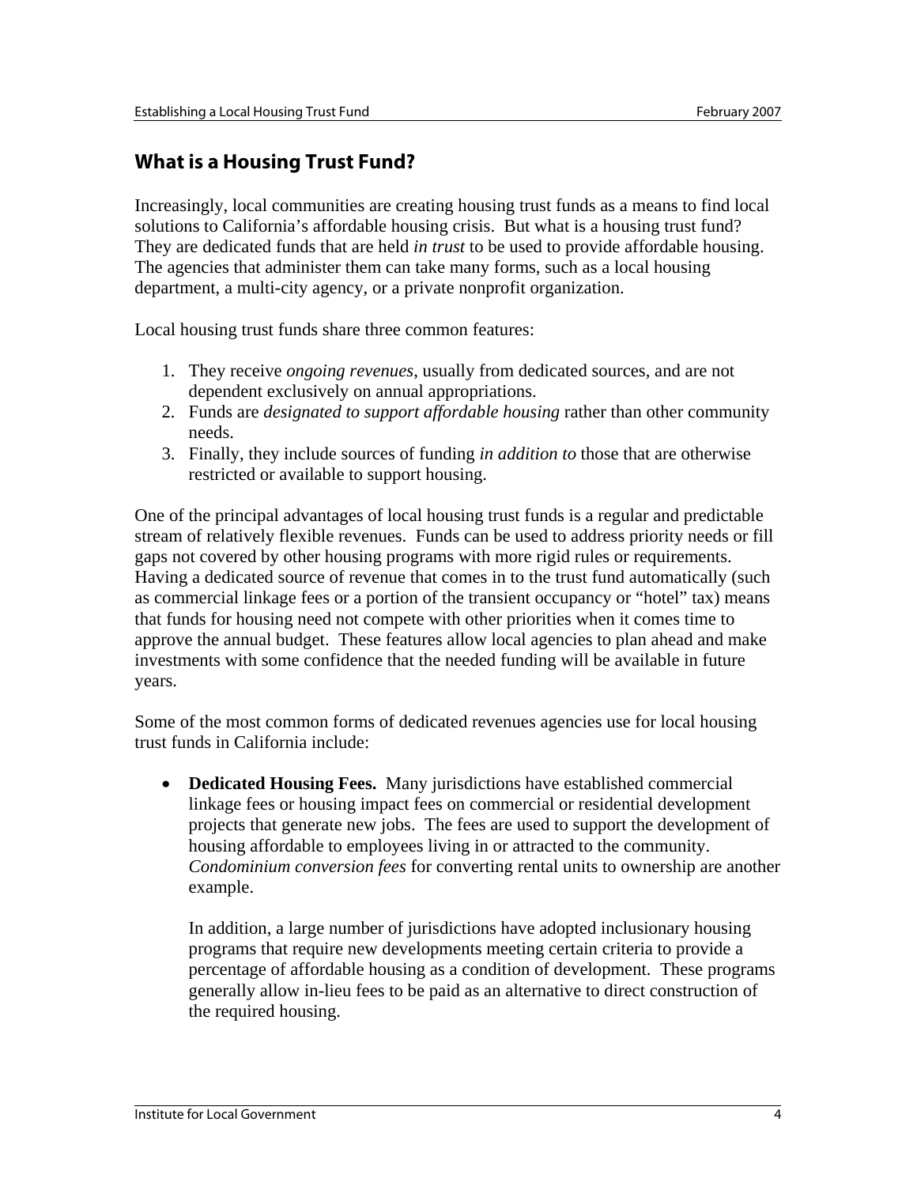## What is a Housing Trust Fund?

Increasingly, local communities are creating housing trust funds as a means to find local solutions to California's affordable housing crisis. But what is a housing trust fund? They are dedicated funds that are held *in trust* to be used to provide affordable housing. The agencies that administer them can take many forms, such as a local housing department, a multi-city agency, or a private nonprofit organization.

Local housing trust funds share three common features:

1. They receive *ongoing revenues*, usually from dedicated sources, and are not dependent exclusively on annual appropriations.
2. Funds are *designated to support affordable housing* rather than other community needs.
3. Finally, they include sources of funding *in addition to* those that are otherwise restricted or available to support housing.

One of the principal advantages of local housing trust funds is a regular and predictable stream of relatively flexible revenues. Funds can be used to address priority needs or fill gaps not covered by other housing programs with more rigid rules or requirements. Having a dedicated source of revenue that comes in to the trust fund automatically (such as commercial linkage fees or a portion of the transient occupancy or "hotel" tax) means that funds for housing need not compete with other priorities when it comes time to approve the annual budget. These features allow local agencies to plan ahead and make investments with some confidence that the needed funding will be available in future years.

Some of the most common forms of dedicated revenues agencies use for local housing trust funds in California include:

- **Dedicated Housing Fees.** Many jurisdictions have established commercial linkage fees or housing impact fees on commercial or residential development projects that generate new jobs. The fees are used to support the development of housing affordable to employees living in or attracted to the community. *Condominium conversion fees* for converting rental units to ownership are another example.

  In addition, a large number of jurisdictions have adopted inclusionary housing programs that require new developments meeting certain criteria to provide a percentage of affordable housing as a condition of development. These programs generally allow in-lieu fees to be paid as an alternative to direct construction of the required housing.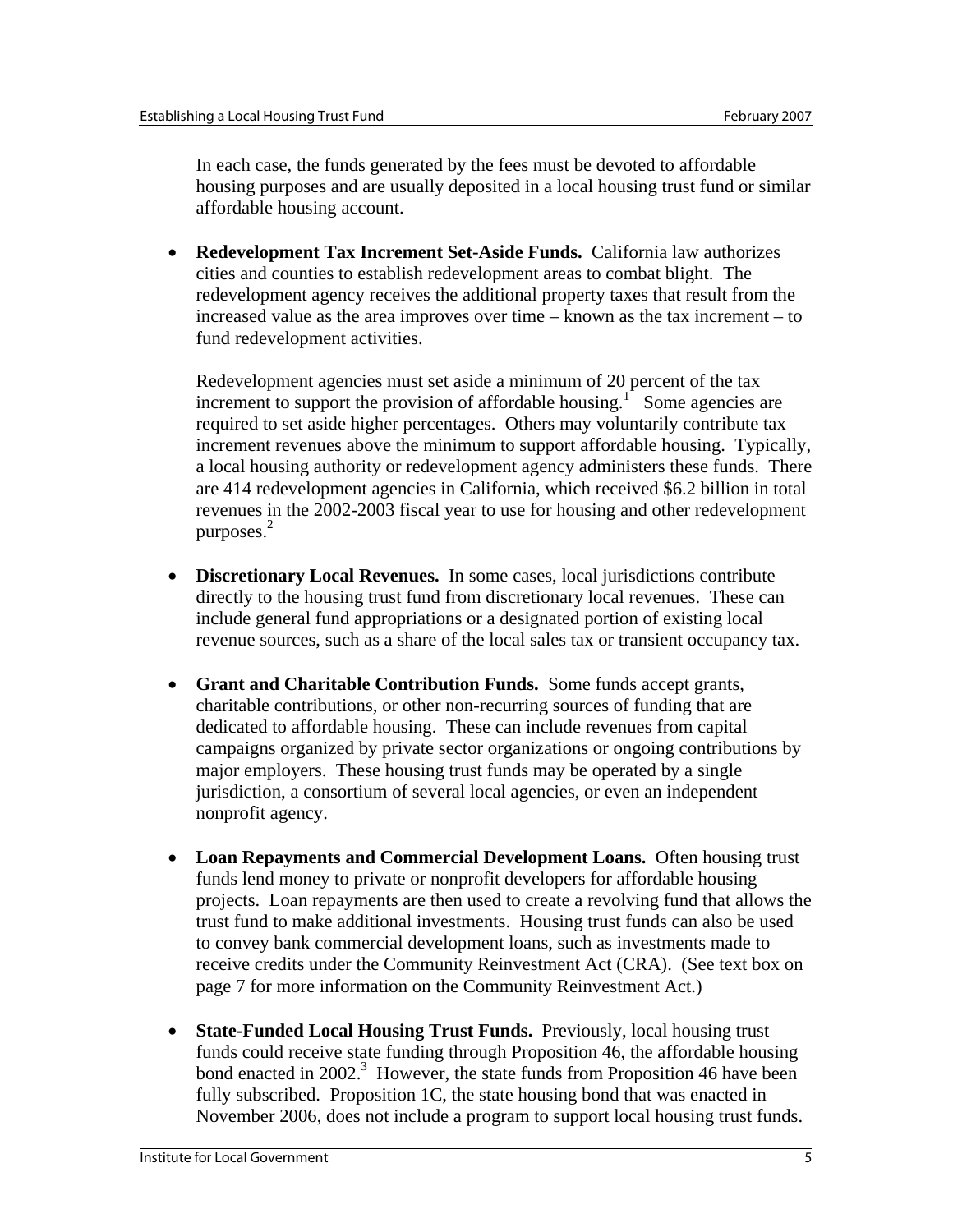In each case, the funds generated by the fees must be devoted to affordable housing purposes and are usually deposited in a local housing trust fund or similar affordable housing account.

- **Redevelopment Tax Increment Set-Aside Funds.** California law authorizes cities and counties to establish redevelopment areas to combat blight. The redevelopment agency receives the additional property taxes that result from the increased value as the area improves over time – known as the tax increment – to fund redevelopment activities.

  Redevelopment agencies must set aside a minimum of 20 percent of the tax increment to support the provision of affordable housing.[1] Some agencies are required to set aside higher percentages. Others may voluntarily contribute tax increment revenues above the minimum to support affordable housing. Typically, a local housing authority or redevelopment agency administers these funds. There are 414 redevelopment agencies in California, which received $6.2 billion in total revenues in the 2002-2003 fiscal year to use for housing and other redevelopment purposes.[2]

- **Discretionary Local Revenues.** In some cases, local jurisdictions contribute directly to the housing trust fund from discretionary local revenues. These can include general fund appropriations or a designated portion of existing local revenue sources, such as a share of the local sales tax or transient occupancy tax.

- **Grant and Charitable Contribution Funds.** Some funds accept grants, charitable contributions, or other non-recurring sources of funding that are dedicated to affordable housing. These can include revenues from capital campaigns organized by private sector organizations or ongoing contributions by major employers. These housing trust funds may be operated by a single jurisdiction, a consortium of several local agencies, or even an independent nonprofit agency.

- **Loan Repayments and Commercial Development Loans.** Often housing trust funds lend money to private or nonprofit developers for affordable housing projects. Loan repayments are then used to create a revolving fund that allows the trust fund to make additional investments. Housing trust funds can also be used to convey bank commercial development loans, such as investments made to receive credits under the Community Reinvestment Act (CRA). (See text box on page 7 for more information on the Community Reinvestment Act.)

- **State-Funded Local Housing Trust Funds.** Previously, local housing trust funds could receive state funding through Proposition 46, the affordable housing bond enacted in 2002.[3] However, the state funds from Proposition 46 have been fully subscribed. Proposition 1C, the state housing bond that was enacted in November 2006, does not include a program to support local housing trust funds.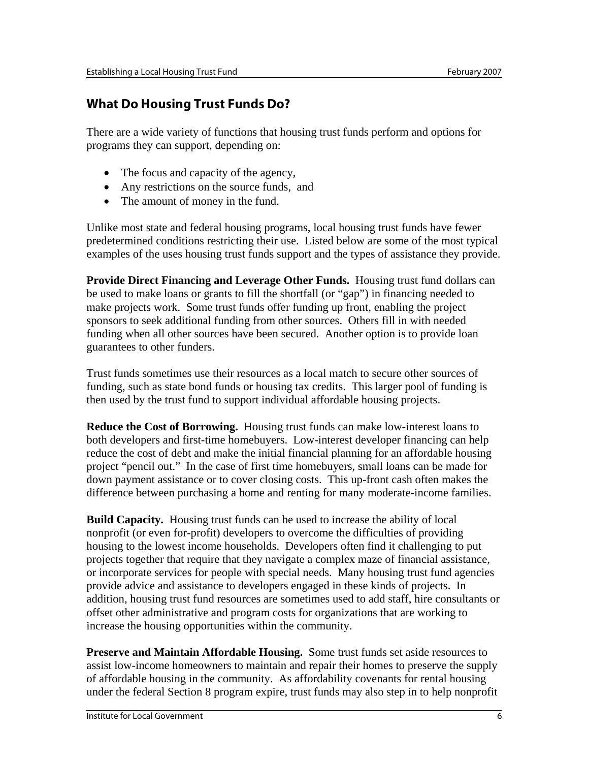## What Do Housing Trust Funds Do?

There are a wide variety of functions that housing trust funds perform and options for programs they can support, depending on:

- The focus and capacity of the agency,
- Any restrictions on the source funds, and
- The amount of money in the fund.

Unlike most state and federal housing programs, local housing trust funds have fewer predetermined conditions restricting their use. Listed below are some of the most typical examples of the uses housing trust funds support and the types of assistance they provide.

**Provide Direct Financing and Leverage Other Funds.** Housing trust fund dollars can be used to make loans or grants to fill the shortfall (or "gap") in financing needed to make projects work. Some trust funds offer funding up front, enabling the project sponsors to seek additional funding from other sources. Others fill in with needed funding when all other sources have been secured. Another option is to provide loan guarantees to other funders.

Trust funds sometimes use their resources as a local match to secure other sources of funding, such as state bond funds or housing tax credits. This larger pool of funding is then used by the trust fund to support individual affordable housing projects.

**Reduce the Cost of Borrowing.** Housing trust funds can make low-interest loans to both developers and first-time homebuyers. Low-interest developer financing can help reduce the cost of debt and make the initial financial planning for an affordable housing project "pencil out." In the case of first time homebuyers, small loans can be made for down payment assistance or to cover closing costs. This up-front cash often makes the difference between purchasing a home and renting for many moderate-income families.

**Build Capacity.** Housing trust funds can be used to increase the ability of local nonprofit (or even for-profit) developers to overcome the difficulties of providing housing to the lowest income households. Developers often find it challenging to put projects together that require that they navigate a complex maze of financial assistance, or incorporate services for people with special needs. Many housing trust fund agencies provide advice and assistance to developers engaged in these kinds of projects. In addition, housing trust fund resources are sometimes used to add staff, hire consultants or offset other administrative and program costs for organizations that are working to increase the housing opportunities within the community.

**Preserve and Maintain Affordable Housing.** Some trust funds set aside resources to assist low-income homeowners to maintain and repair their homes to preserve the supply of affordable housing in the community. As affordability covenants for rental housing under the federal Section 8 program expire, trust funds may also step in to help nonprofit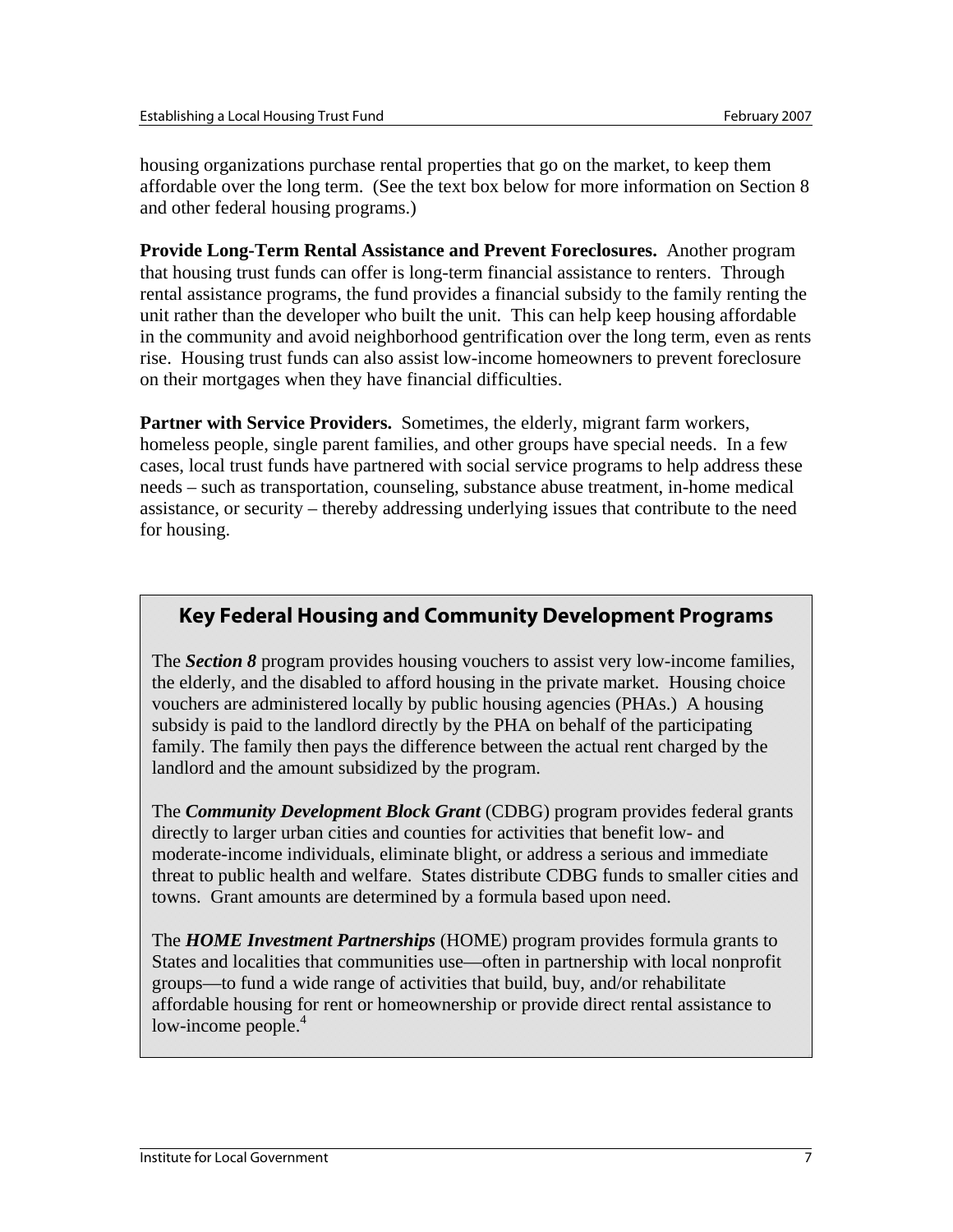housing organizations purchase rental properties that go on the market, to keep them affordable over the long term. (See the text box below for more information on Section 8 and other federal housing programs.)

**Provide Long-Term Rental Assistance and Prevent Foreclosures.** Another program that housing trust funds can offer is long-term financial assistance to renters. Through rental assistance programs, the fund provides a financial subsidy to the family renting the unit rather than the developer who built the unit. This can help keep housing affordable in the community and avoid neighborhood gentrification over the long term, even as rents rise. Housing trust funds can also assist low-income homeowners to prevent foreclosure on their mortgages when they have financial difficulties.

**Partner with Service Providers.** Sometimes, the elderly, migrant farm workers, homeless people, single parent families, and other groups have special needs. In a few cases, local trust funds have partnered with social service programs to help address these needs – such as transportation, counseling, substance abuse treatment, in-home medical assistance, or security – thereby addressing underlying issues that contribute to the need for housing.

## Key Federal Housing and Community Development Programs

The ***Section 8*** program provides housing vouchers to assist very low-income families, the elderly, and the disabled to afford housing in the private market. Housing choice vouchers are administered locally by public housing agencies (PHAs.) A housing subsidy is paid to the landlord directly by the PHA on behalf of the participating family. The family then pays the difference between the actual rent charged by the landlord and the amount subsidized by the program.

The ***Community Development Block Grant*** (CDBG) program provides federal grants directly to larger urban cities and counties for activities that benefit low- and moderate-income individuals, eliminate blight, or address a serious and immediate threat to public health and welfare. States distribute CDBG funds to smaller cities and towns. Grant amounts are determined by a formula based upon need.

The ***HOME Investment Partnerships*** (HOME) program provides formula grants to States and localities that communities use—often in partnership with local nonprofit groups—to fund a wide range of activities that build, buy, and/or rehabilitate affordable housing for rent or homeownership or provide direct rental assistance to low-income people.[4]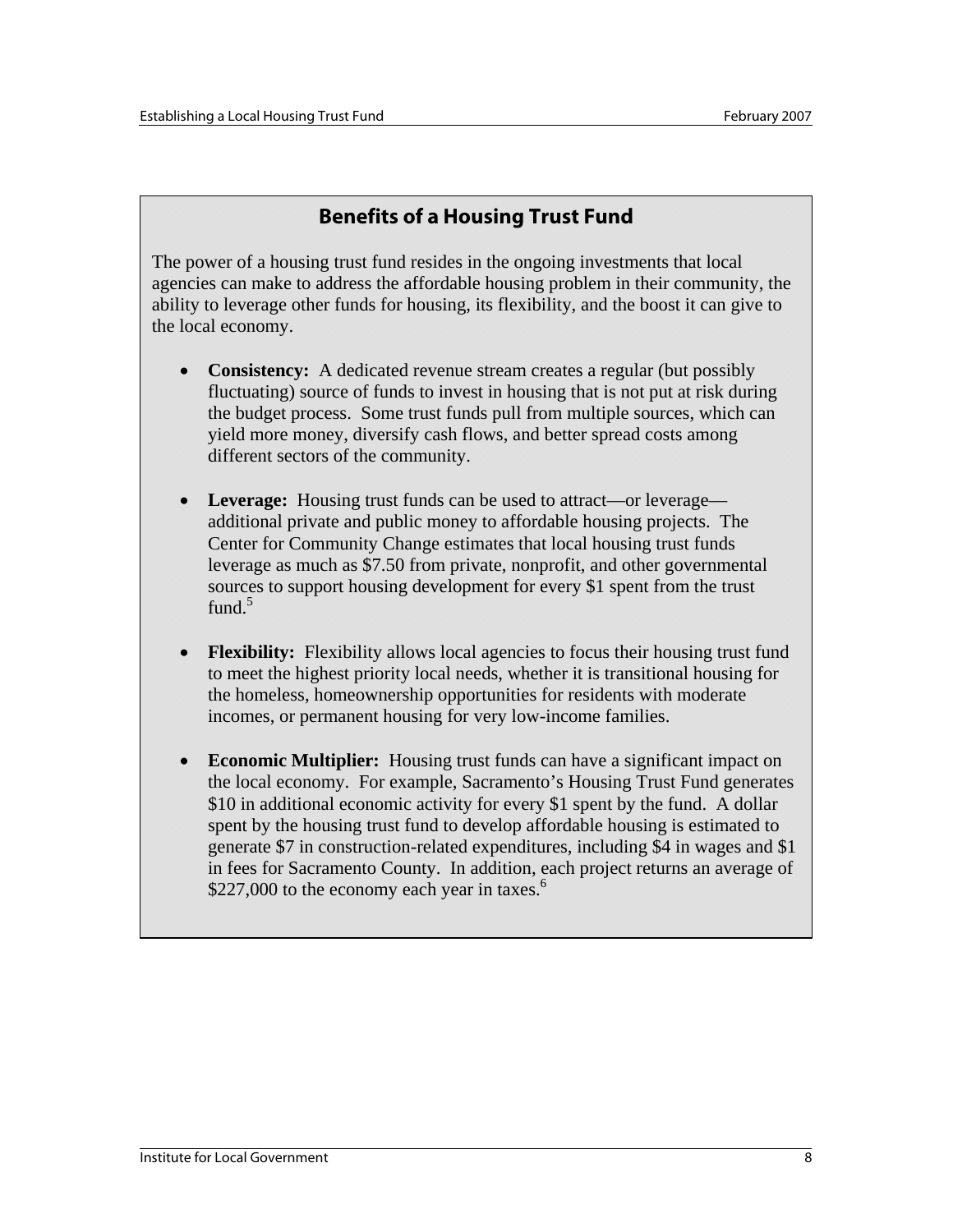## Benefits of a Housing Trust Fund

The power of a housing trust fund resides in the ongoing investments that local agencies can make to address the affordable housing problem in their community, the ability to leverage other funds for housing, its flexibility, and the boost it can give to the local economy.

- **Consistency:** A dedicated revenue stream creates a regular (but possibly fluctuating) source of funds to invest in housing that is not put at risk during the budget process. Some trust funds pull from multiple sources, which can yield more money, diversify cash flows, and better spread costs among different sectors of the community.

- **Leverage:** Housing trust funds can be used to attract—or leverage—additional private and public money to affordable housing projects. The Center for Community Change estimates that local housing trust funds leverage as much as $7.50 from private, nonprofit, and other governmental sources to support housing development for every $1 spent from the trust fund.[5]

- **Flexibility:** Flexibility allows local agencies to focus their housing trust fund to meet the highest priority local needs, whether it is transitional housing for the homeless, homeownership opportunities for residents with moderate incomes, or permanent housing for very low-income families.

- **Economic Multiplier:** Housing trust funds can have a significant impact on the local economy. For example, Sacramento's Housing Trust Fund generates $10 in additional economic activity for every $1 spent by the fund. A dollar spent by the housing trust fund to develop affordable housing is estimated to generate $7 in construction-related expenditures, including $4 in wages and $1 in fees for Sacramento County. In addition, each project returns an average of $227,000 to the economy each year in taxes.[6]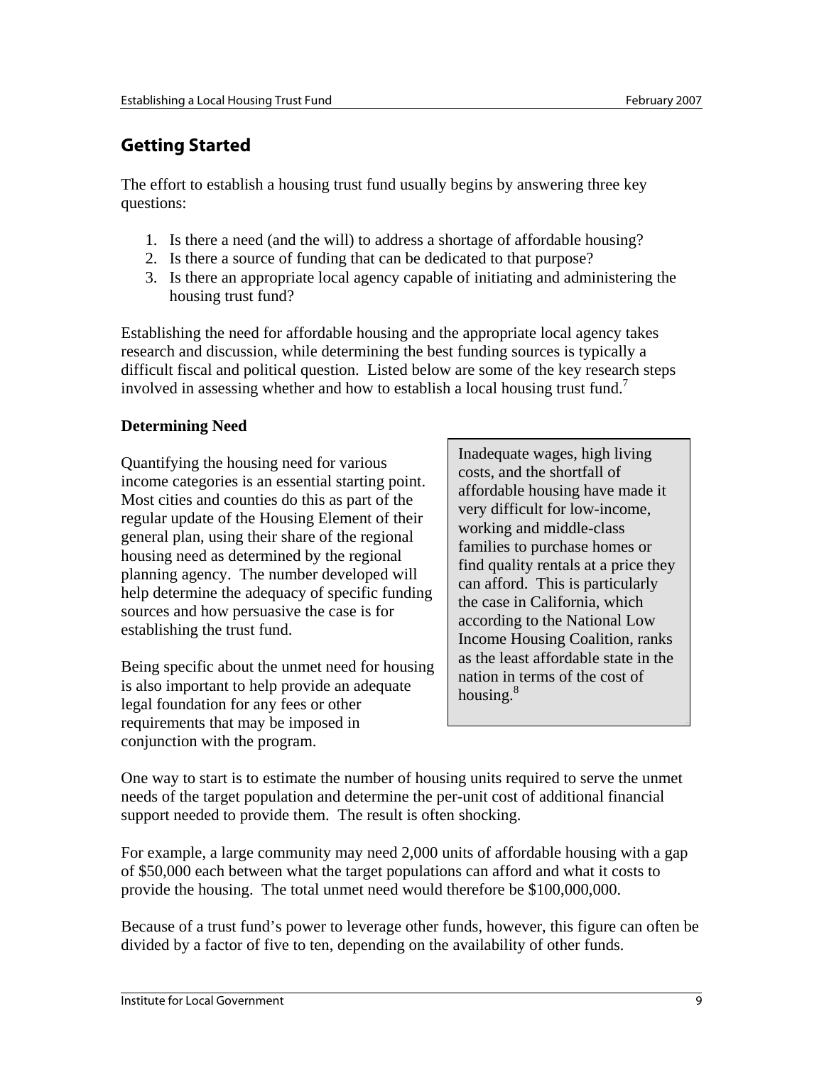## Getting Started

The effort to establish a housing trust fund usually begins by answering three key questions:

1. Is there a need (and the will) to address a shortage of affordable housing?
2. Is there a source of funding that can be dedicated to that purpose?
3. Is there an appropriate local agency capable of initiating and administering the housing trust fund?

Establishing the need for affordable housing and the appropriate local agency takes research and discussion, while determining the best funding sources is typically a difficult fiscal and political question. Listed below are some of the key research steps involved in assessing whether and how to establish a local housing trust fund.[7]

**Determining Need**

Quantifying the housing need for various income categories is an essential starting point. Most cities and counties do this as part of the regular update of the Housing Element of their general plan, using their share of the regional housing need as determined by the regional planning agency. The number developed will help determine the adequacy of specific funding sources and how persuasive the case is for establishing the trust fund.

Being specific about the unmet need for housing is also important to help provide an adequate legal foundation for any fees or other requirements that may be imposed in conjunction with the program.

> Inadequate wages, high living costs, and the shortfall of affordable housing have made it very difficult for low-income, working and middle-class families to purchase homes or find quality rentals at a price they can afford. This is particularly the case in California, which according to the National Low Income Housing Coalition, ranks as the least affordable state in the nation in terms of the cost of housing.[8]

One way to start is to estimate the number of housing units required to serve the unmet needs of the target population and determine the per-unit cost of additional financial support needed to provide them. The result is often shocking.

For example, a large community may need 2,000 units of affordable housing with a gap of $50,000 each between what the target populations can afford and what it costs to provide the housing. The total unmet need would therefore be $100,000,000.

Because of a trust fund's power to leverage other funds, however, this figure can often be divided by a factor of five to ten, depending on the availability of other funds.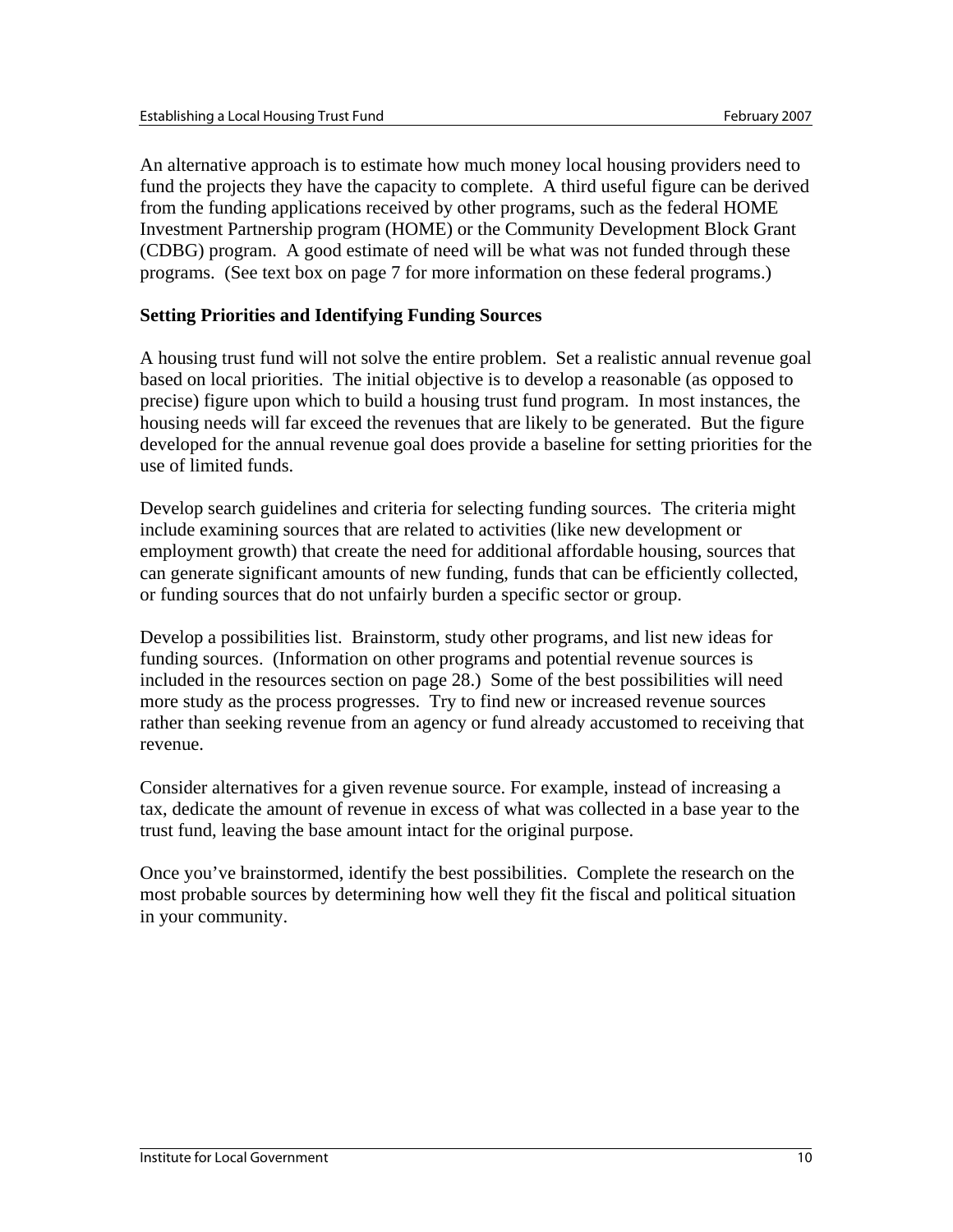An alternative approach is to estimate how much money local housing providers need to fund the projects they have the capacity to complete. A third useful figure can be derived from the funding applications received by other programs, such as the federal HOME Investment Partnership program (HOME) or the Community Development Block Grant (CDBG) program. A good estimate of need will be what was not funded through these programs. (See text box on page 7 for more information on these federal programs.)

### Setting Priorities and Identifying Funding Sources

A housing trust fund will not solve the entire problem. Set a realistic annual revenue goal based on local priorities. The initial objective is to develop a reasonable (as opposed to precise) figure upon which to build a housing trust fund program. In most instances, the housing needs will far exceed the revenues that are likely to be generated. But the figure developed for the annual revenue goal does provide a baseline for setting priorities for the use of limited funds.

Develop search guidelines and criteria for selecting funding sources. The criteria might include examining sources that are related to activities (like new development or employment growth) that create the need for additional affordable housing, sources that can generate significant amounts of new funding, funds that can be efficiently collected, or funding sources that do not unfairly burden a specific sector or group.

Develop a possibilities list. Brainstorm, study other programs, and list new ideas for funding sources. (Information on other programs and potential revenue sources is included in the resources section on page 28.) Some of the best possibilities will need more study as the process progresses. Try to find new or increased revenue sources rather than seeking revenue from an agency or fund already accustomed to receiving that revenue.

Consider alternatives for a given revenue source. For example, instead of increasing a tax, dedicate the amount of revenue in excess of what was collected in a base year to the trust fund, leaving the base amount intact for the original purpose.

Once you've brainstormed, identify the best possibilities. Complete the research on the most probable sources by determining how well they fit the fiscal and political situation in your community.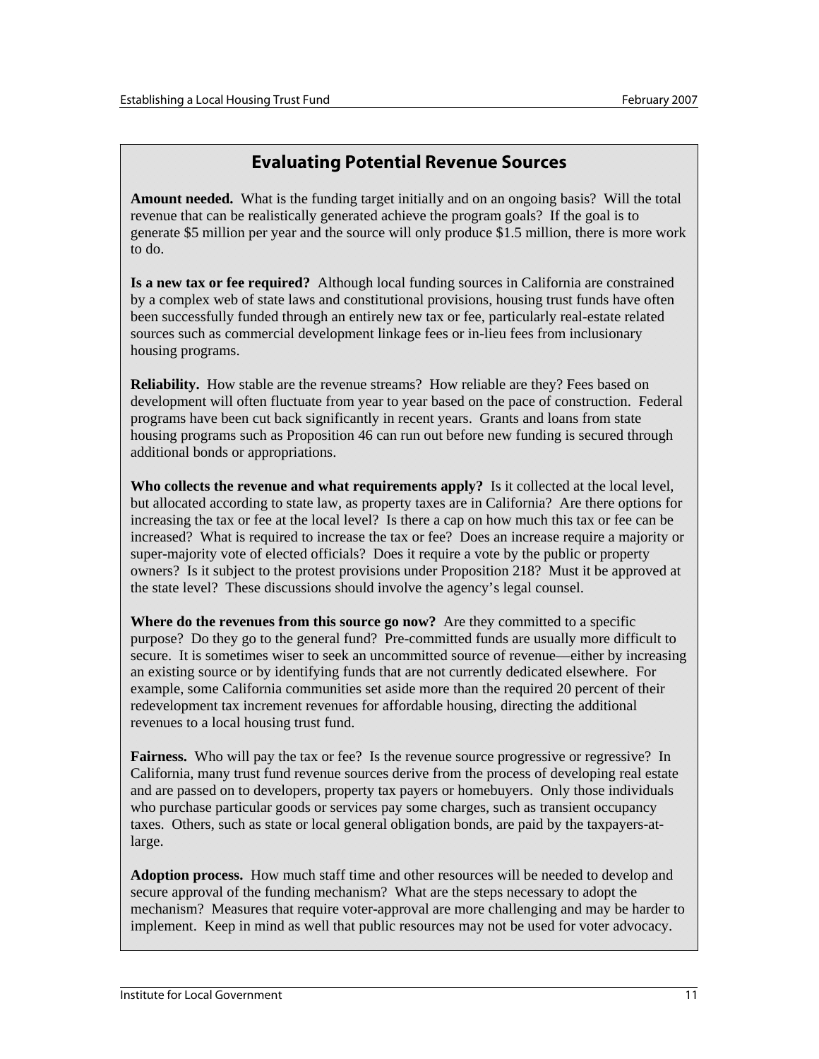## Evaluating Potential Revenue Sources

**Amount needed.** What is the funding target initially and on an ongoing basis? Will the total revenue that can be realistically generated achieve the program goals? If the goal is to generate $5 million per year and the source will only produce $1.5 million, there is more work to do.

**Is a new tax or fee required?** Although local funding sources in California are constrained by a complex web of state laws and constitutional provisions, housing trust funds have often been successfully funded through an entirely new tax or fee, particularly real-estate related sources such as commercial development linkage fees or in-lieu fees from inclusionary housing programs.

**Reliability.** How stable are the revenue streams? How reliable are they? Fees based on development will often fluctuate from year to year based on the pace of construction. Federal programs have been cut back significantly in recent years. Grants and loans from state housing programs such as Proposition 46 can run out before new funding is secured through additional bonds or appropriations.

**Who collects the revenue and what requirements apply?** Is it collected at the local level, but allocated according to state law, as property taxes are in California? Are there options for increasing the tax or fee at the local level? Is there a cap on how much this tax or fee can be increased? What is required to increase the tax or fee? Does an increase require a majority or super-majority vote of elected officials? Does it require a vote by the public or property owners? Is it subject to the protest provisions under Proposition 218? Must it be approved at the state level? These discussions should involve the agency's legal counsel.

**Where do the revenues from this source go now?** Are they committed to a specific purpose? Do they go to the general fund? Pre-committed funds are usually more difficult to secure. It is sometimes wiser to seek an uncommitted source of revenue—either by increasing an existing source or by identifying funds that are not currently dedicated elsewhere. For example, some California communities set aside more than the required 20 percent of their redevelopment tax increment revenues for affordable housing, directing the additional revenues to a local housing trust fund.

**Fairness.** Who will pay the tax or fee? Is the revenue source progressive or regressive? In California, many trust fund revenue sources derive from the process of developing real estate and are passed on to developers, property tax payers or homebuyers. Only those individuals who purchase particular goods or services pay some charges, such as transient occupancy taxes. Others, such as state or local general obligation bonds, are paid by the taxpayers-at-large.

**Adoption process.** How much staff time and other resources will be needed to develop and secure approval of the funding mechanism? What are the steps necessary to adopt the mechanism? Measures that require voter-approval are more challenging and may be harder to implement. Keep in mind as well that public resources may not be used for voter advocacy.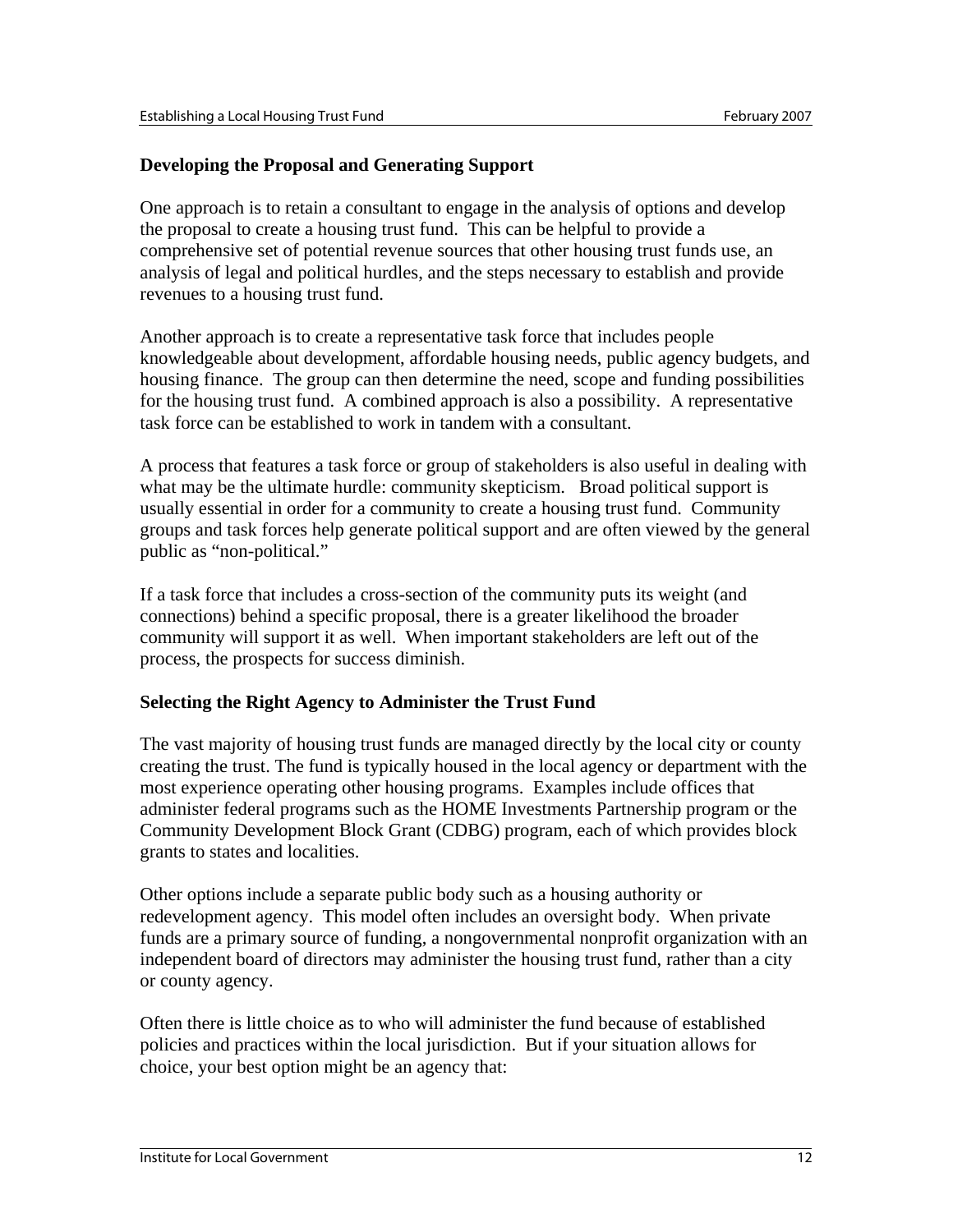## Developing the Proposal and Generating Support

One approach is to retain a consultant to engage in the analysis of options and develop the proposal to create a housing trust fund. This can be helpful to provide a comprehensive set of potential revenue sources that other housing trust funds use, an analysis of legal and political hurdles, and the steps necessary to establish and provide revenues to a housing trust fund.

Another approach is to create a representative task force that includes people knowledgeable about development, affordable housing needs, public agency budgets, and housing finance. The group can then determine the need, scope and funding possibilities for the housing trust fund. A combined approach is also a possibility. A representative task force can be established to work in tandem with a consultant.

A process that features a task force or group of stakeholders is also useful in dealing with what may be the ultimate hurdle: community skepticism. Broad political support is usually essential in order for a community to create a housing trust fund. Community groups and task forces help generate political support and are often viewed by the general public as "non-political."

If a task force that includes a cross-section of the community puts its weight (and connections) behind a specific proposal, there is a greater likelihood the broader community will support it as well. When important stakeholders are left out of the process, the prospects for success diminish.

## Selecting the Right Agency to Administer the Trust Fund

The vast majority of housing trust funds are managed directly by the local city or county creating the trust. The fund is typically housed in the local agency or department with the most experience operating other housing programs. Examples include offices that administer federal programs such as the HOME Investments Partnership program or the Community Development Block Grant (CDBG) program, each of which provides block grants to states and localities.

Other options include a separate public body such as a housing authority or redevelopment agency. This model often includes an oversight body. When private funds are a primary source of funding, a nongovernmental nonprofit organization with an independent board of directors may administer the housing trust fund, rather than a city or county agency.

Often there is little choice as to who will administer the fund because of established policies and practices within the local jurisdiction. But if your situation allows for choice, your best option might be an agency that: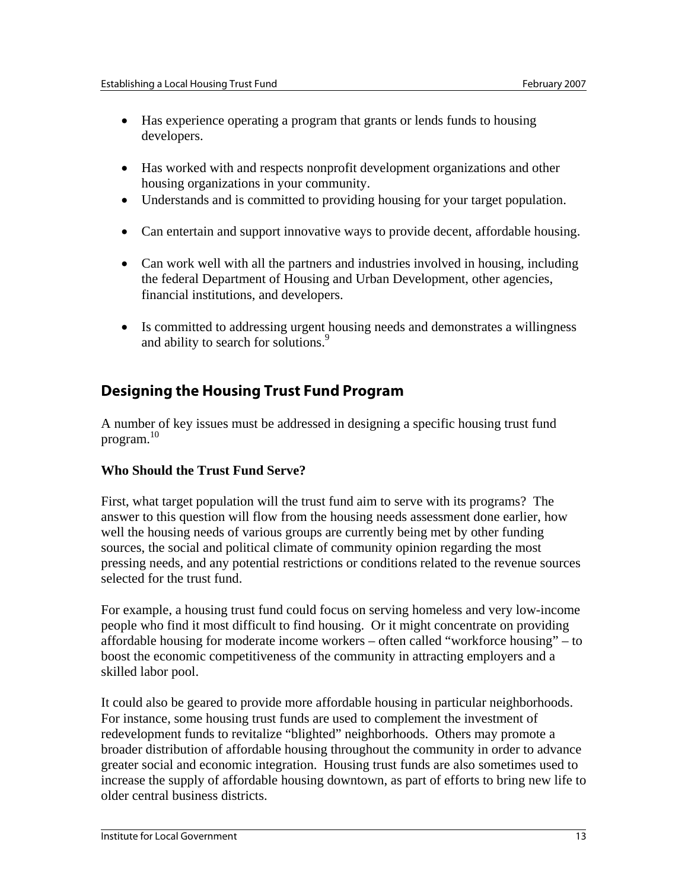- Has experience operating a program that grants or lends funds to housing developers.
- Has worked with and respects nonprofit development organizations and other housing organizations in your community.
- Understands and is committed to providing housing for your target population.
- Can entertain and support innovative ways to provide decent, affordable housing.
- Can work well with all the partners and industries involved in housing, including the federal Department of Housing and Urban Development, other agencies, financial institutions, and developers.
- Is committed to addressing urgent housing needs and demonstrates a willingness and ability to search for solutions.[9]

## Designing the Housing Trust Fund Program

A number of key issues must be addressed in designing a specific housing trust fund program.[10]

**Who Should the Trust Fund Serve?**

First, what target population will the trust fund aim to serve with its programs? The answer to this question will flow from the housing needs assessment done earlier, how well the housing needs of various groups are currently being met by other funding sources, the social and political climate of community opinion regarding the most pressing needs, and any potential restrictions or conditions related to the revenue sources selected for the trust fund.

For example, a housing trust fund could focus on serving homeless and very low-income people who find it most difficult to find housing. Or it might concentrate on providing affordable housing for moderate income workers – often called "workforce housing" – to boost the economic competitiveness of the community in attracting employers and a skilled labor pool.

It could also be geared to provide more affordable housing in particular neighborhoods. For instance, some housing trust funds are used to complement the investment of redevelopment funds to revitalize "blighted" neighborhoods. Others may promote a broader distribution of affordable housing throughout the community in order to advance greater social and economic integration. Housing trust funds are also sometimes used to increase the supply of affordable housing downtown, as part of efforts to bring new life to older central business districts.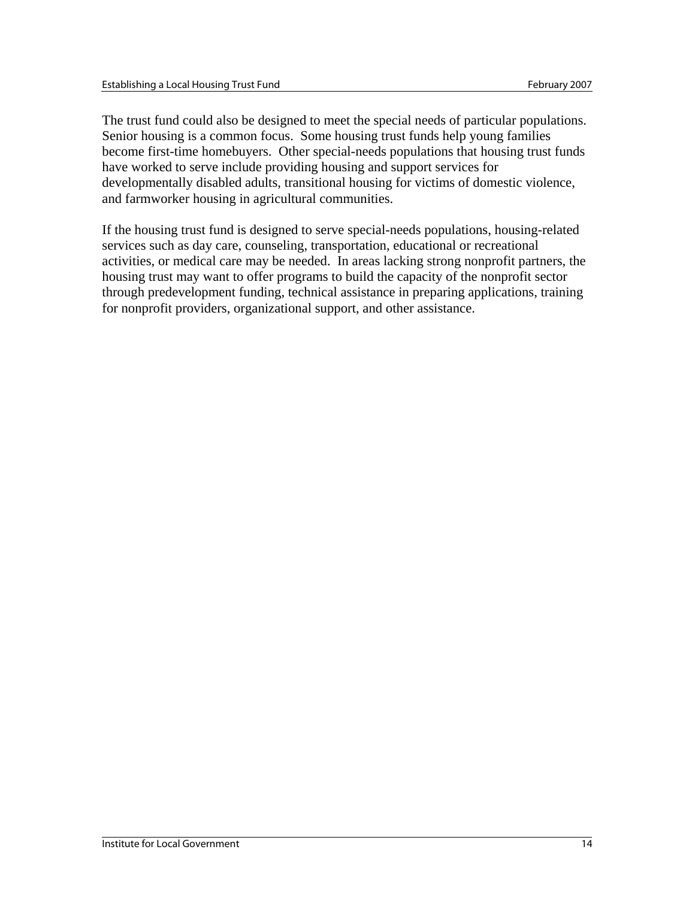The trust fund could also be designed to meet the special needs of particular populations. Senior housing is a common focus. Some housing trust funds help young families become first-time homebuyers. Other special-needs populations that housing trust funds have worked to serve include providing housing and support services for developmentally disabled adults, transitional housing for victims of domestic violence, and farmworker housing in agricultural communities.

If the housing trust fund is designed to serve special-needs populations, housing-related services such as day care, counseling, transportation, educational or recreational activities, or medical care may be needed. In areas lacking strong nonprofit partners, the housing trust may want to offer programs to build the capacity of the nonprofit sector through predevelopment funding, technical assistance in preparing applications, training for nonprofit providers, organizational support, and other assistance.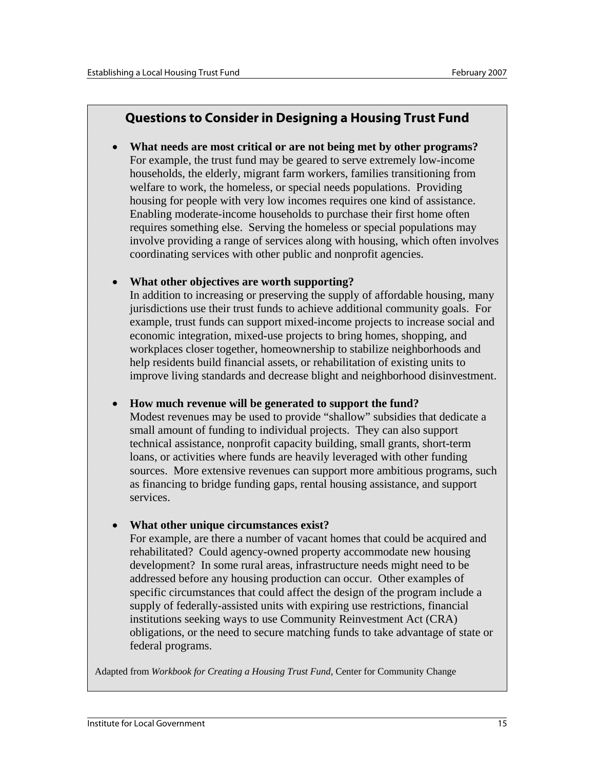## Questions to Consider in Designing a Housing Trust Fund

- **What needs are most critical or are not being met by other programs?** For example, the trust fund may be geared to serve extremely low-income households, the elderly, migrant farm workers, families transitioning from welfare to work, the homeless, or special needs populations. Providing housing for people with very low incomes requires one kind of assistance. Enabling moderate-income households to purchase their first home often requires something else. Serving the homeless or special populations may involve providing a range of services along with housing, which often involves coordinating services with other public and nonprofit agencies.

- **What other objectives are worth supporting?** In addition to increasing or preserving the supply of affordable housing, many jurisdictions use their trust funds to achieve additional community goals. For example, trust funds can support mixed-income projects to increase social and economic integration, mixed-use projects to bring homes, shopping, and workplaces closer together, homeownership to stabilize neighborhoods and help residents build financial assets, or rehabilitation of existing units to improve living standards and decrease blight and neighborhood disinvestment.

- **How much revenue will be generated to support the fund?** Modest revenues may be used to provide "shallow" subsidies that dedicate a small amount of funding to individual projects. They can also support technical assistance, nonprofit capacity building, small grants, short-term loans, or activities where funds are heavily leveraged with other funding sources. More extensive revenues can support more ambitious programs, such as financing to bridge funding gaps, rental housing assistance, and support services.

- **What other unique circumstances exist?** For example, are there a number of vacant homes that could be acquired and rehabilitated? Could agency-owned property accommodate new housing development? In some rural areas, infrastructure needs might need to be addressed before any housing production can occur. Other examples of specific circumstances that could affect the design of the program include a supply of federally-assisted units with expiring use restrictions, financial institutions seeking ways to use Community Reinvestment Act (CRA) obligations, or the need to secure matching funds to take advantage of state or federal programs.

Adapted from *Workbook for Creating a Housing Trust Fund*, Center for Community Change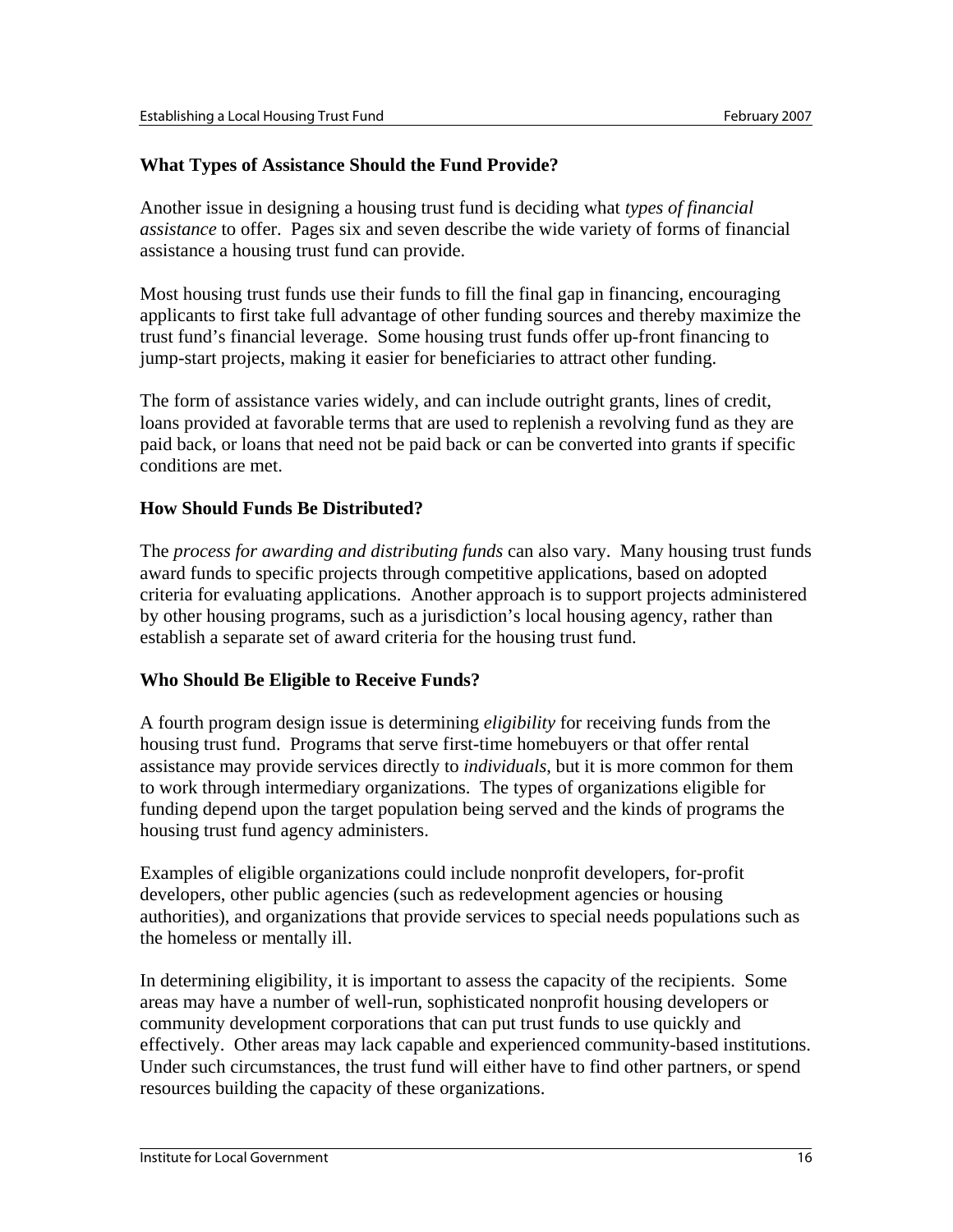### What Types of Assistance Should the Fund Provide?

Another issue in designing a housing trust fund is deciding what *types of financial assistance* to offer. Pages six and seven describe the wide variety of forms of financial assistance a housing trust fund can provide.

Most housing trust funds use their funds to fill the final gap in financing, encouraging applicants to first take full advantage of other funding sources and thereby maximize the trust fund's financial leverage. Some housing trust funds offer up-front financing to jump-start projects, making it easier for beneficiaries to attract other funding.

The form of assistance varies widely, and can include outright grants, lines of credit, loans provided at favorable terms that are used to replenish a revolving fund as they are paid back, or loans that need not be paid back or can be converted into grants if specific conditions are met.

### How Should Funds Be Distributed?

The *process for awarding and distributing funds* can also vary. Many housing trust funds award funds to specific projects through competitive applications, based on adopted criteria for evaluating applications. Another approach is to support projects administered by other housing programs, such as a jurisdiction's local housing agency, rather than establish a separate set of award criteria for the housing trust fund.

### Who Should Be Eligible to Receive Funds?

A fourth program design issue is determining *eligibility* for receiving funds from the housing trust fund. Programs that serve first-time homebuyers or that offer rental assistance may provide services directly to *individuals*, but it is more common for them to work through intermediary organizations. The types of organizations eligible for funding depend upon the target population being served and the kinds of programs the housing trust fund agency administers.

Examples of eligible organizations could include nonprofit developers, for-profit developers, other public agencies (such as redevelopment agencies or housing authorities), and organizations that provide services to special needs populations such as the homeless or mentally ill.

In determining eligibility, it is important to assess the capacity of the recipients. Some areas may have a number of well-run, sophisticated nonprofit housing developers or community development corporations that can put trust funds to use quickly and effectively. Other areas may lack capable and experienced community-based institutions. Under such circumstances, the trust fund will either have to find other partners, or spend resources building the capacity of these organizations.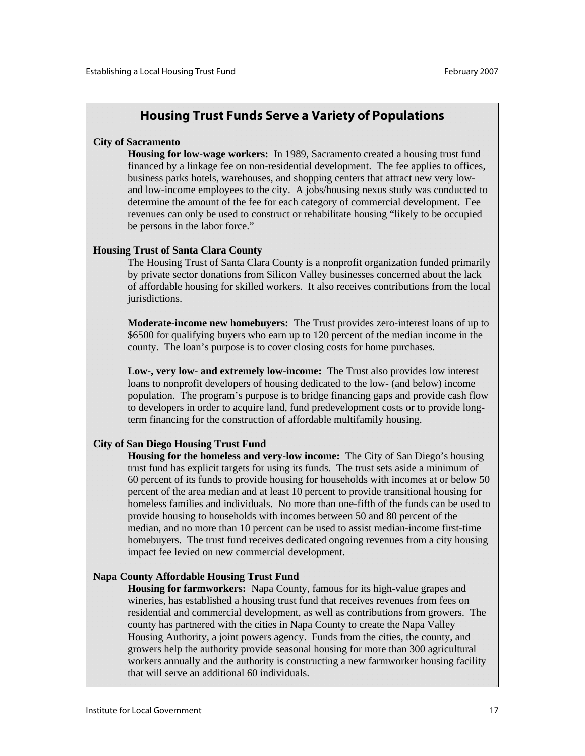## Housing Trust Funds Serve a Variety of Populations

**City of Sacramento**

**Housing for low-wage workers:** In 1989, Sacramento created a housing trust fund financed by a linkage fee on non-residential development. The fee applies to offices, business parks hotels, warehouses, and shopping centers that attract new very low- and low-income employees to the city. A jobs/housing nexus study was conducted to determine the amount of the fee for each category of commercial development. Fee revenues can only be used to construct or rehabilitate housing "likely to be occupied be persons in the labor force."

**Housing Trust of Santa Clara County**

The Housing Trust of Santa Clara County is a nonprofit organization funded primarily by private sector donations from Silicon Valley businesses concerned about the lack of affordable housing for skilled workers. It also receives contributions from the local jurisdictions.

**Moderate-income new homebuyers:** The Trust provides zero-interest loans of up to $6500 for qualifying buyers who earn up to 120 percent of the median income in the county. The loan's purpose is to cover closing costs for home purchases.

**Low-, very low- and extremely low-income:** The Trust also provides low interest loans to nonprofit developers of housing dedicated to the low- (and below) income population. The program's purpose is to bridge financing gaps and provide cash flow to developers in order to acquire land, fund predevelopment costs or to provide long-term financing for the construction of affordable multifamily housing.

**City of San Diego Housing Trust Fund**

**Housing for the homeless and very-low income:** The City of San Diego's housing trust fund has explicit targets for using its funds. The trust sets aside a minimum of 60 percent of its funds to provide housing for households with incomes at or below 50 percent of the area median and at least 10 percent to provide transitional housing for homeless families and individuals. No more than one-fifth of the funds can be used to provide housing to households with incomes between 50 and 80 percent of the median, and no more than 10 percent can be used to assist median-income first-time homebuyers. The trust fund receives dedicated ongoing revenues from a city housing impact fee levied on new commercial development.

**Napa County Affordable Housing Trust Fund**

**Housing for farmworkers:** Napa County, famous for its high-value grapes and wineries, has established a housing trust fund that receives revenues from fees on residential and commercial development, as well as contributions from growers. The county has partnered with the cities in Napa County to create the Napa Valley Housing Authority, a joint powers agency. Funds from the cities, the county, and growers help the authority provide seasonal housing for more than 300 agricultural workers annually and the authority is constructing a new farmworker housing facility that will serve an additional 60 individuals.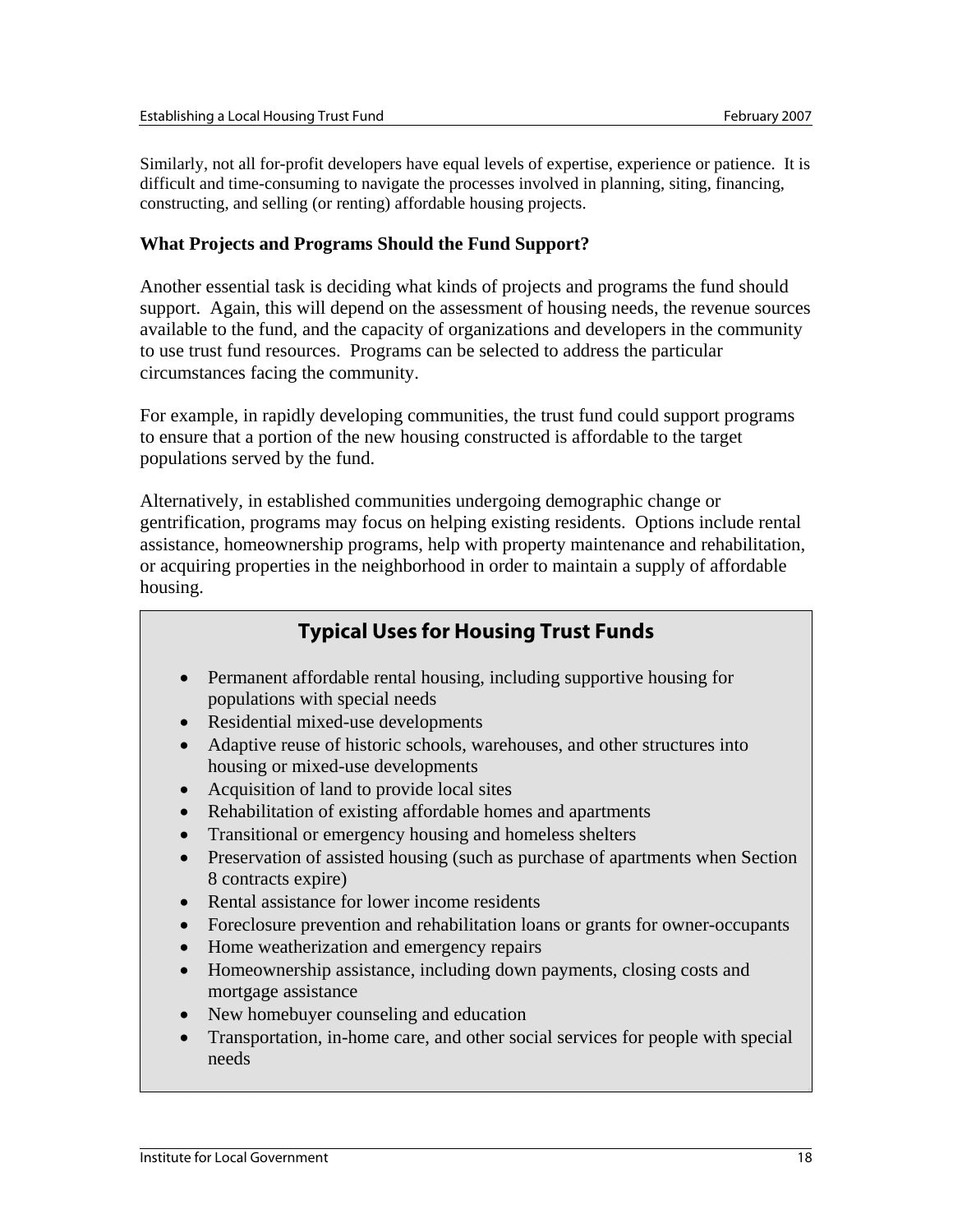Similarly, not all for-profit developers have equal levels of expertise, experience or patience. It is difficult and time-consuming to navigate the processes involved in planning, siting, financing, constructing, and selling (or renting) affordable housing projects.

### What Projects and Programs Should the Fund Support?

Another essential task is deciding what kinds of projects and programs the fund should support. Again, this will depend on the assessment of housing needs, the revenue sources available to the fund, and the capacity of organizations and developers in the community to use trust fund resources. Programs can be selected to address the particular circumstances facing the community.

For example, in rapidly developing communities, the trust fund could support programs to ensure that a portion of the new housing constructed is affordable to the target populations served by the fund.

Alternatively, in established communities undergoing demographic change or gentrification, programs may focus on helping existing residents. Options include rental assistance, homeownership programs, help with property maintenance and rehabilitation, or acquiring properties in the neighborhood in order to maintain a supply of affordable housing.

### Typical Uses for Housing Trust Funds

- Permanent affordable rental housing, including supportive housing for populations with special needs
- Residential mixed-use developments
- Adaptive reuse of historic schools, warehouses, and other structures into housing or mixed-use developments
- Acquisition of land to provide local sites
- Rehabilitation of existing affordable homes and apartments
- Transitional or emergency housing and homeless shelters
- Preservation of assisted housing (such as purchase of apartments when Section 8 contracts expire)
- Rental assistance for lower income residents
- Foreclosure prevention and rehabilitation loans or grants for owner-occupants
- Home weatherization and emergency repairs
- Homeownership assistance, including down payments, closing costs and mortgage assistance
- New homebuyer counseling and education
- Transportation, in-home care, and other social services for people with special needs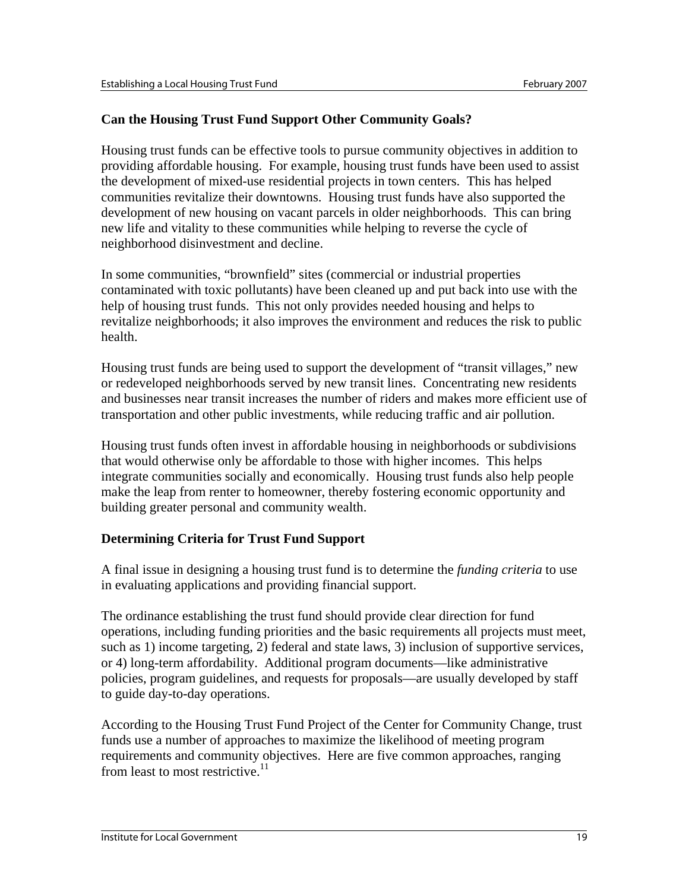### Can the Housing Trust Fund Support Other Community Goals?

Housing trust funds can be effective tools to pursue community objectives in addition to providing affordable housing. For example, housing trust funds have been used to assist the development of mixed-use residential projects in town centers. This has helped communities revitalize their downtowns. Housing trust funds have also supported the development of new housing on vacant parcels in older neighborhoods. This can bring new life and vitality to these communities while helping to reverse the cycle of neighborhood disinvestment and decline.

In some communities, "brownfield" sites (commercial or industrial properties contaminated with toxic pollutants) have been cleaned up and put back into use with the help of housing trust funds. This not only provides needed housing and helps to revitalize neighborhoods; it also improves the environment and reduces the risk to public health.

Housing trust funds are being used to support the development of "transit villages," new or redeveloped neighborhoods served by new transit lines. Concentrating new residents and businesses near transit increases the number of riders and makes more efficient use of transportation and other public investments, while reducing traffic and air pollution.

Housing trust funds often invest in affordable housing in neighborhoods or subdivisions that would otherwise only be affordable to those with higher incomes. This helps integrate communities socially and economically. Housing trust funds also help people make the leap from renter to homeowner, thereby fostering economic opportunity and building greater personal and community wealth.

### Determining Criteria for Trust Fund Support

A final issue in designing a housing trust fund is to determine the *funding criteria* to use in evaluating applications and providing financial support.

The ordinance establishing the trust fund should provide clear direction for fund operations, including funding priorities and the basic requirements all projects must meet, such as 1) income targeting, 2) federal and state laws, 3) inclusion of supportive services, or 4) long-term affordability. Additional program documents—like administrative policies, program guidelines, and requests for proposals—are usually developed by staff to guide day-to-day operations.

According to the Housing Trust Fund Project of the Center for Community Change, trust funds use a number of approaches to maximize the likelihood of meeting program requirements and community objectives. Here are five common approaches, ranging from least to most restrictive.[11]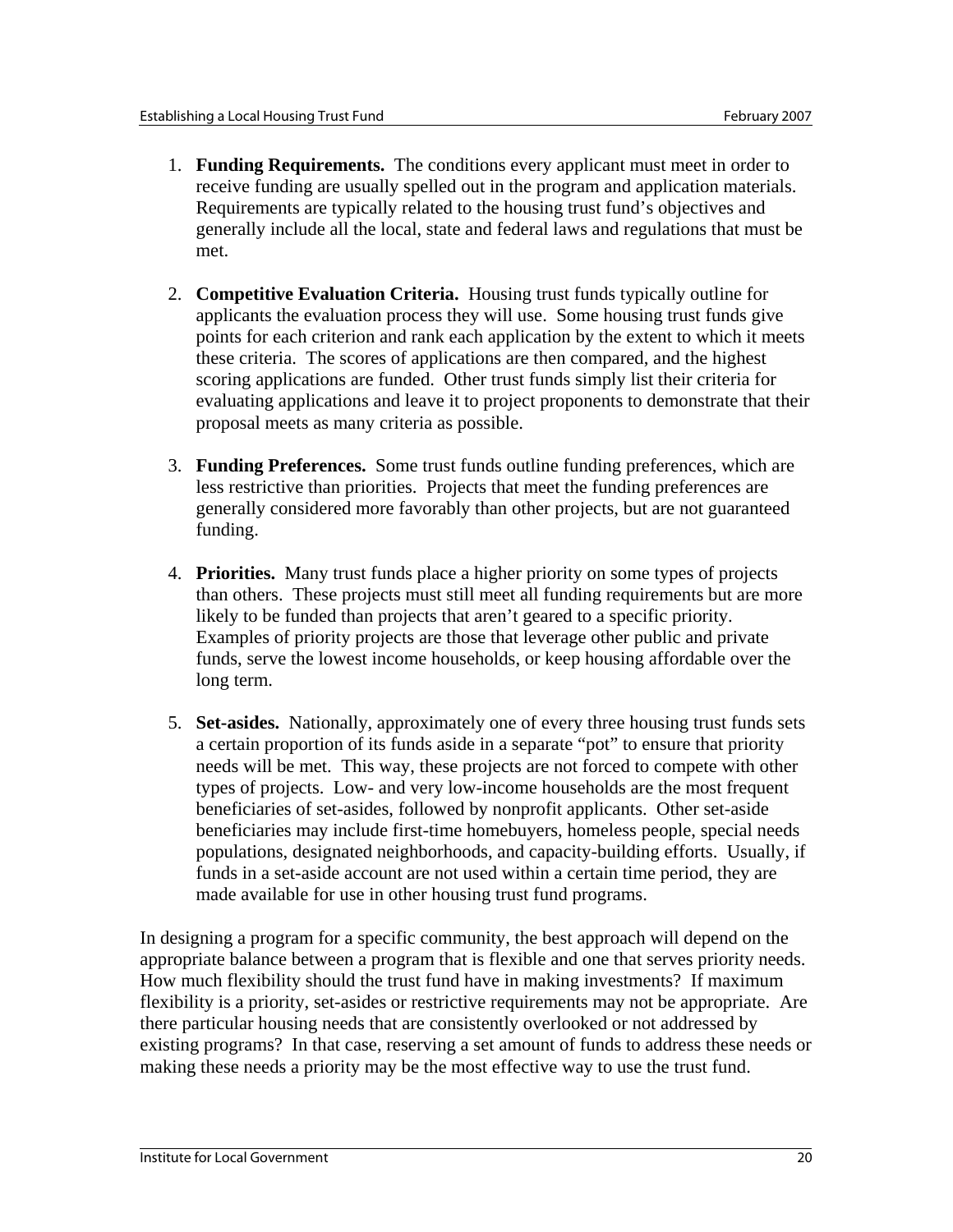1. **Funding Requirements.** The conditions every applicant must meet in order to receive funding are usually spelled out in the program and application materials. Requirements are typically related to the housing trust fund's objectives and generally include all the local, state and federal laws and regulations that must be met.

2. **Competitive Evaluation Criteria.** Housing trust funds typically outline for applicants the evaluation process they will use. Some housing trust funds give points for each criterion and rank each application by the extent to which it meets these criteria. The scores of applications are then compared, and the highest scoring applications are funded. Other trust funds simply list their criteria for evaluating applications and leave it to project proponents to demonstrate that their proposal meets as many criteria as possible.

3. **Funding Preferences.** Some trust funds outline funding preferences, which are less restrictive than priorities. Projects that meet the funding preferences are generally considered more favorably than other projects, but are not guaranteed funding.

4. **Priorities.** Many trust funds place a higher priority on some types of projects than others. These projects must still meet all funding requirements but are more likely to be funded than projects that aren't geared to a specific priority. Examples of priority projects are those that leverage other public and private funds, serve the lowest income households, or keep housing affordable over the long term.

5. **Set-asides.** Nationally, approximately one of every three housing trust funds sets a certain proportion of its funds aside in a separate "pot" to ensure that priority needs will be met. This way, these projects are not forced to compete with other types of projects. Low- and very low-income households are the most frequent beneficiaries of set-asides, followed by nonprofit applicants. Other set-aside beneficiaries may include first-time homebuyers, homeless people, special needs populations, designated neighborhoods, and capacity-building efforts. Usually, if funds in a set-aside account are not used within a certain time period, they are made available for use in other housing trust fund programs.

In designing a program for a specific community, the best approach will depend on the appropriate balance between a program that is flexible and one that serves priority needs. How much flexibility should the trust fund have in making investments? If maximum flexibility is a priority, set-asides or restrictive requirements may not be appropriate. Are there particular housing needs that are consistently overlooked or not addressed by existing programs? In that case, reserving a set amount of funds to address these needs or making these needs a priority may be the most effective way to use the trust fund.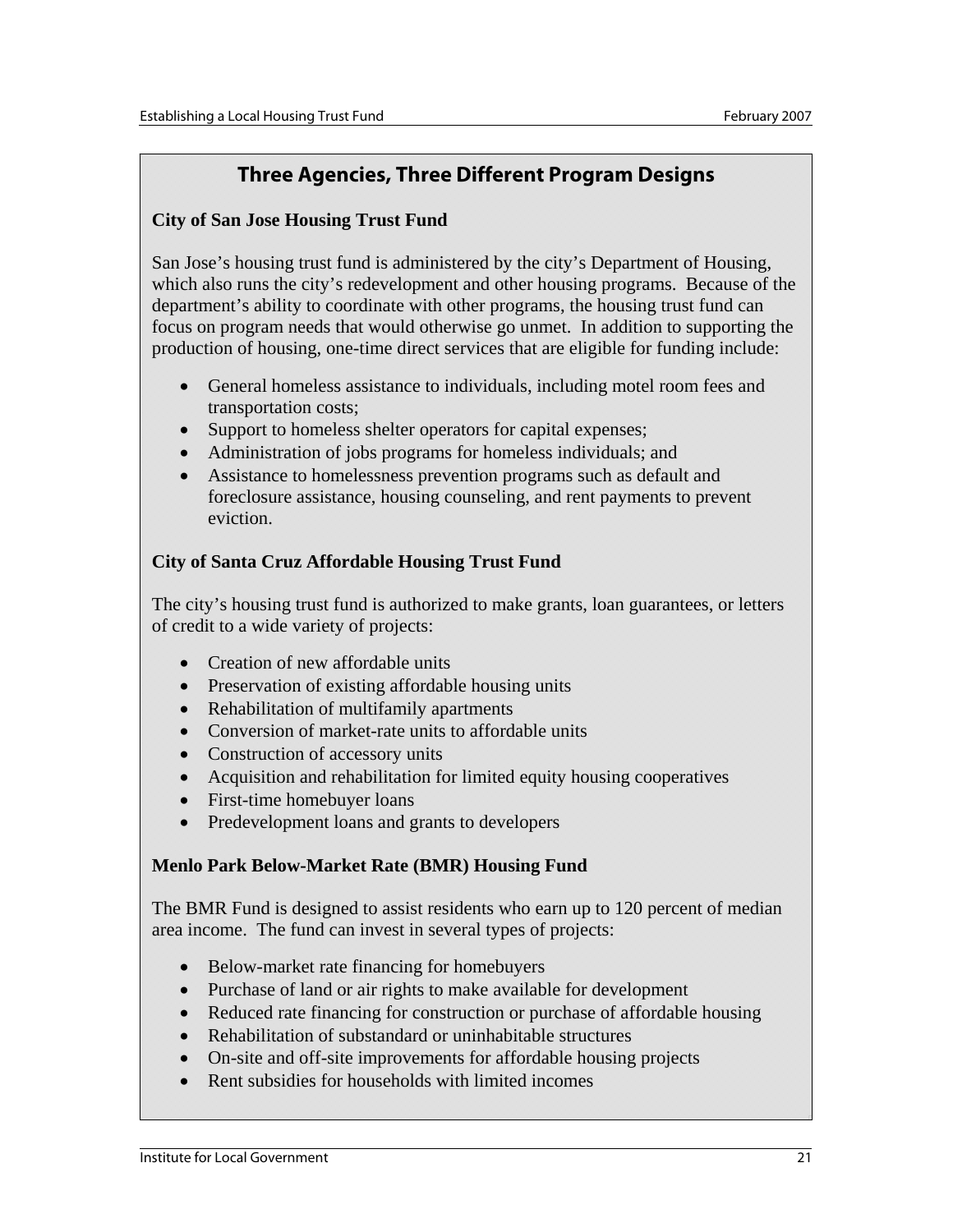## Three Agencies, Three Different Program Designs

**City of San Jose Housing Trust Fund**

San Jose's housing trust fund is administered by the city's Department of Housing, which also runs the city's redevelopment and other housing programs. Because of the department's ability to coordinate with other programs, the housing trust fund can focus on program needs that would otherwise go unmet. In addition to supporting the production of housing, one-time direct services that are eligible for funding include:

- General homeless assistance to individuals, including motel room fees and transportation costs;
- Support to homeless shelter operators for capital expenses;
- Administration of jobs programs for homeless individuals; and
- Assistance to homelessness prevention programs such as default and foreclosure assistance, housing counseling, and rent payments to prevent eviction.

**City of Santa Cruz Affordable Housing Trust Fund**

The city's housing trust fund is authorized to make grants, loan guarantees, or letters of credit to a wide variety of projects:

- Creation of new affordable units
- Preservation of existing affordable housing units
- Rehabilitation of multifamily apartments
- Conversion of market-rate units to affordable units
- Construction of accessory units
- Acquisition and rehabilitation for limited equity housing cooperatives
- First-time homebuyer loans
- Predevelopment loans and grants to developers

**Menlo Park Below-Market Rate (BMR) Housing Fund**

The BMR Fund is designed to assist residents who earn up to 120 percent of median area income. The fund can invest in several types of projects:

- Below-market rate financing for homebuyers
- Purchase of land or air rights to make available for development
- Reduced rate financing for construction or purchase of affordable housing
- Rehabilitation of substandard or uninhabitable structures
- On-site and off-site improvements for affordable housing projects
- Rent subsidies for households with limited incomes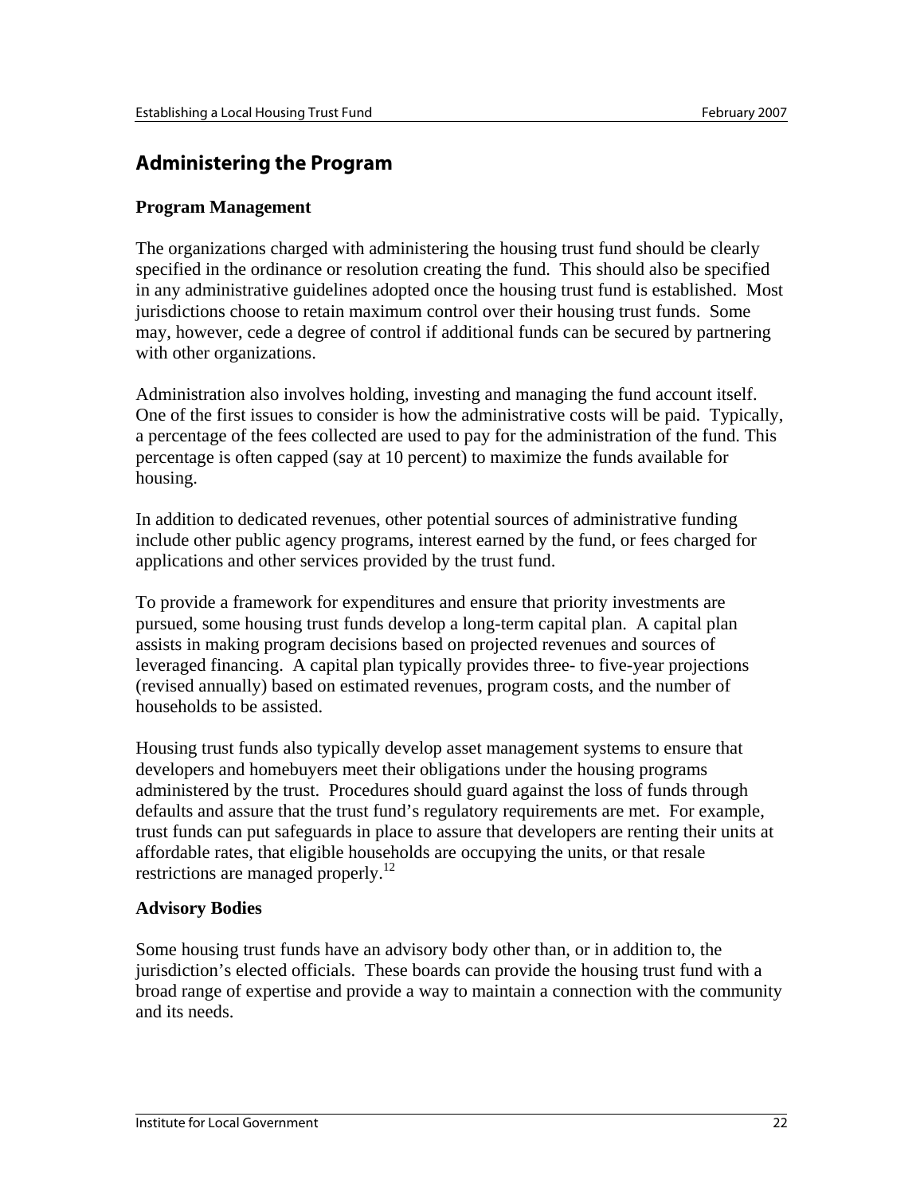## Administering the Program

**Program Management**

The organizations charged with administering the housing trust fund should be clearly specified in the ordinance or resolution creating the fund. This should also be specified in any administrative guidelines adopted once the housing trust fund is established. Most jurisdictions choose to retain maximum control over their housing trust funds. Some may, however, cede a degree of control if additional funds can be secured by partnering with other organizations.

Administration also involves holding, investing and managing the fund account itself. One of the first issues to consider is how the administrative costs will be paid. Typically, a percentage of the fees collected are used to pay for the administration of the fund. This percentage is often capped (say at 10 percent) to maximize the funds available for housing.

In addition to dedicated revenues, other potential sources of administrative funding include other public agency programs, interest earned by the fund, or fees charged for applications and other services provided by the trust fund.

To provide a framework for expenditures and ensure that priority investments are pursued, some housing trust funds develop a long-term capital plan. A capital plan assists in making program decisions based on projected revenues and sources of leveraged financing. A capital plan typically provides three- to five-year projections (revised annually) based on estimated revenues, program costs, and the number of households to be assisted.

Housing trust funds also typically develop asset management systems to ensure that developers and homebuyers meet their obligations under the housing programs administered by the trust. Procedures should guard against the loss of funds through defaults and assure that the trust fund's regulatory requirements are met. For example, trust funds can put safeguards in place to assure that developers are renting their units at affordable rates, that eligible households are occupying the units, or that resale restrictions are managed properly.[12]

**Advisory Bodies**

Some housing trust funds have an advisory body other than, or in addition to, the jurisdiction's elected officials. These boards can provide the housing trust fund with a broad range of expertise and provide a way to maintain a connection with the community and its needs.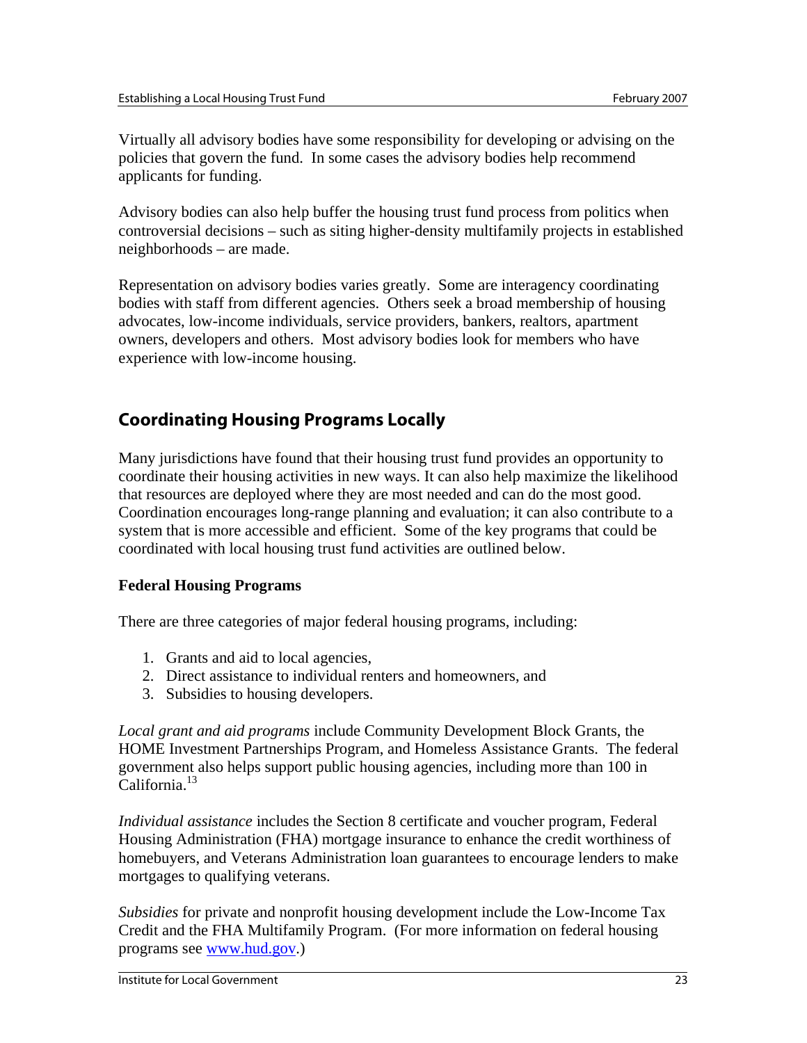Virtually all advisory bodies have some responsibility for developing or advising on the policies that govern the fund. In some cases the advisory bodies help recommend applicants for funding.

Advisory bodies can also help buffer the housing trust fund process from politics when controversial decisions – such as siting higher-density multifamily projects in established neighborhoods – are made.

Representation on advisory bodies varies greatly. Some are interagency coordinating bodies with staff from different agencies. Others seek a broad membership of housing advocates, low-income individuals, service providers, bankers, realtors, apartment owners, developers and others. Most advisory bodies look for members who have experience with low-income housing.

## Coordinating Housing Programs Locally

Many jurisdictions have found that their housing trust fund provides an opportunity to coordinate their housing activities in new ways. It can also help maximize the likelihood that resources are deployed where they are most needed and can do the most good. Coordination encourages long-range planning and evaluation; it can also contribute to a system that is more accessible and efficient. Some of the key programs that could be coordinated with local housing trust fund activities are outlined below.

### Federal Housing Programs

There are three categories of major federal housing programs, including:

1. Grants and aid to local agencies,
2. Direct assistance to individual renters and homeowners, and
3. Subsidies to housing developers.

*Local grant and aid programs* include Community Development Block Grants, the HOME Investment Partnerships Program, and Homeless Assistance Grants. The federal government also helps support public housing agencies, including more than 100 in California.[13]

*Individual assistance* includes the Section 8 certificate and voucher program, Federal Housing Administration (FHA) mortgage insurance to enhance the credit worthiness of homebuyers, and Veterans Administration loan guarantees to encourage lenders to make mortgages to qualifying veterans.

*Subsidies* for private and nonprofit housing development include the Low-Income Tax Credit and the FHA Multifamily Program. (For more information on federal housing programs see www.hud.gov.)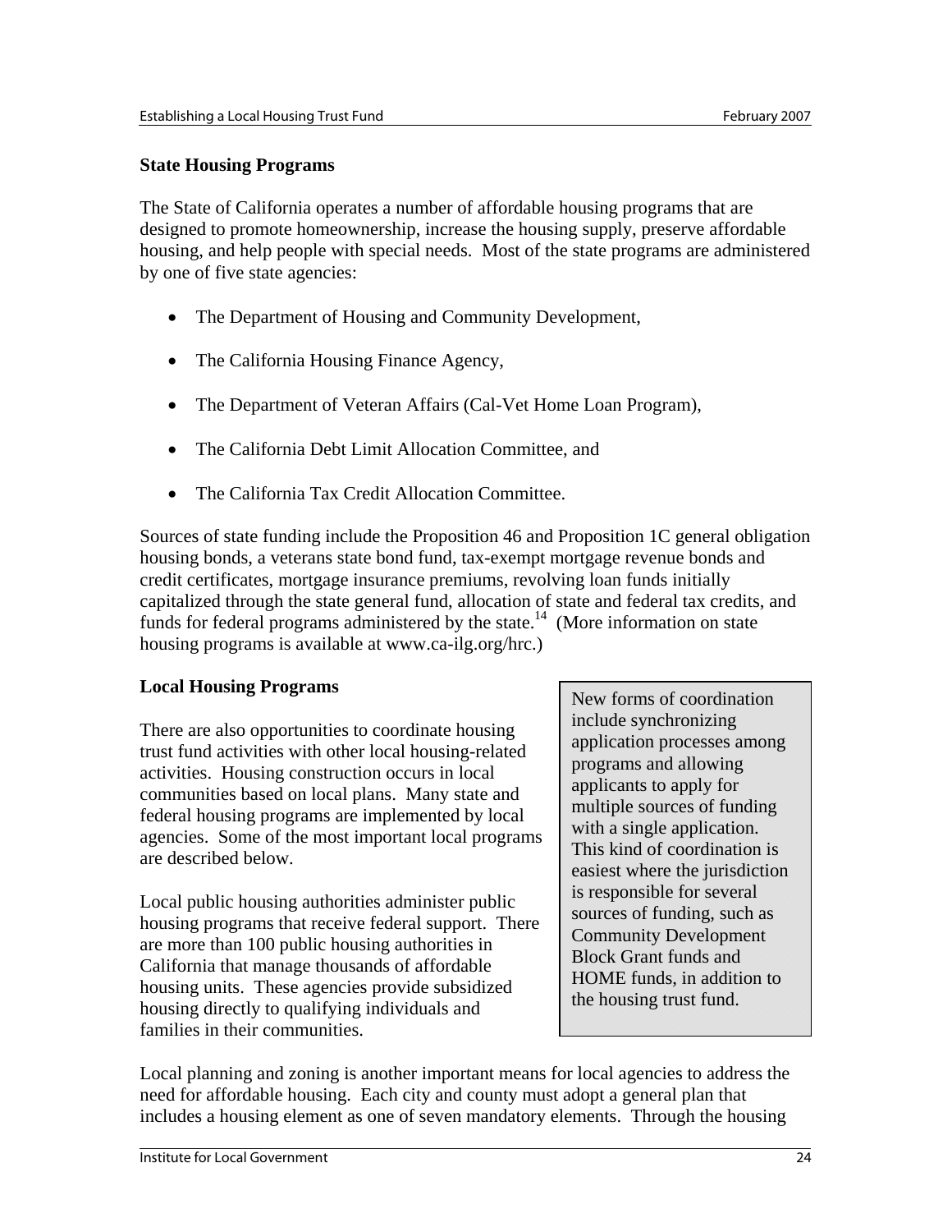## State Housing Programs

The State of California operates a number of affordable housing programs that are designed to promote homeownership, increase the housing supply, preserve affordable housing, and help people with special needs. Most of the state programs are administered by one of five state agencies:

- The Department of Housing and Community Development,
- The California Housing Finance Agency,
- The Department of Veteran Affairs (Cal-Vet Home Loan Program),
- The California Debt Limit Allocation Committee, and
- The California Tax Credit Allocation Committee.

Sources of state funding include the Proposition 46 and Proposition 1C general obligation housing bonds, a veterans state bond fund, tax-exempt mortgage revenue bonds and credit certificates, mortgage insurance premiums, revolving loan funds initially capitalized through the state general fund, allocation of state and federal tax credits, and funds for federal programs administered by the state.[14] (More information on state housing programs is available at www.ca-ilg.org/hrc.)

## Local Housing Programs

There are also opportunities to coordinate housing trust fund activities with other local housing-related activities. Housing construction occurs in local communities based on local plans. Many state and federal housing programs are implemented by local agencies. Some of the most important local programs are described below.

> New forms of coordination include synchronizing application processes among programs and allowing applicants to apply for multiple sources of funding with a single application. This kind of coordination is easiest where the jurisdiction is responsible for several sources of funding, such as Community Development Block Grant funds and HOME funds, in addition to the housing trust fund.

Local public housing authorities administer public housing programs that receive federal support. There are more than 100 public housing authorities in California that manage thousands of affordable housing units. These agencies provide subsidized housing directly to qualifying individuals and families in their communities.

Local planning and zoning is another important means for local agencies to address the need for affordable housing. Each city and county must adopt a general plan that includes a housing element as one of seven mandatory elements. Through the housing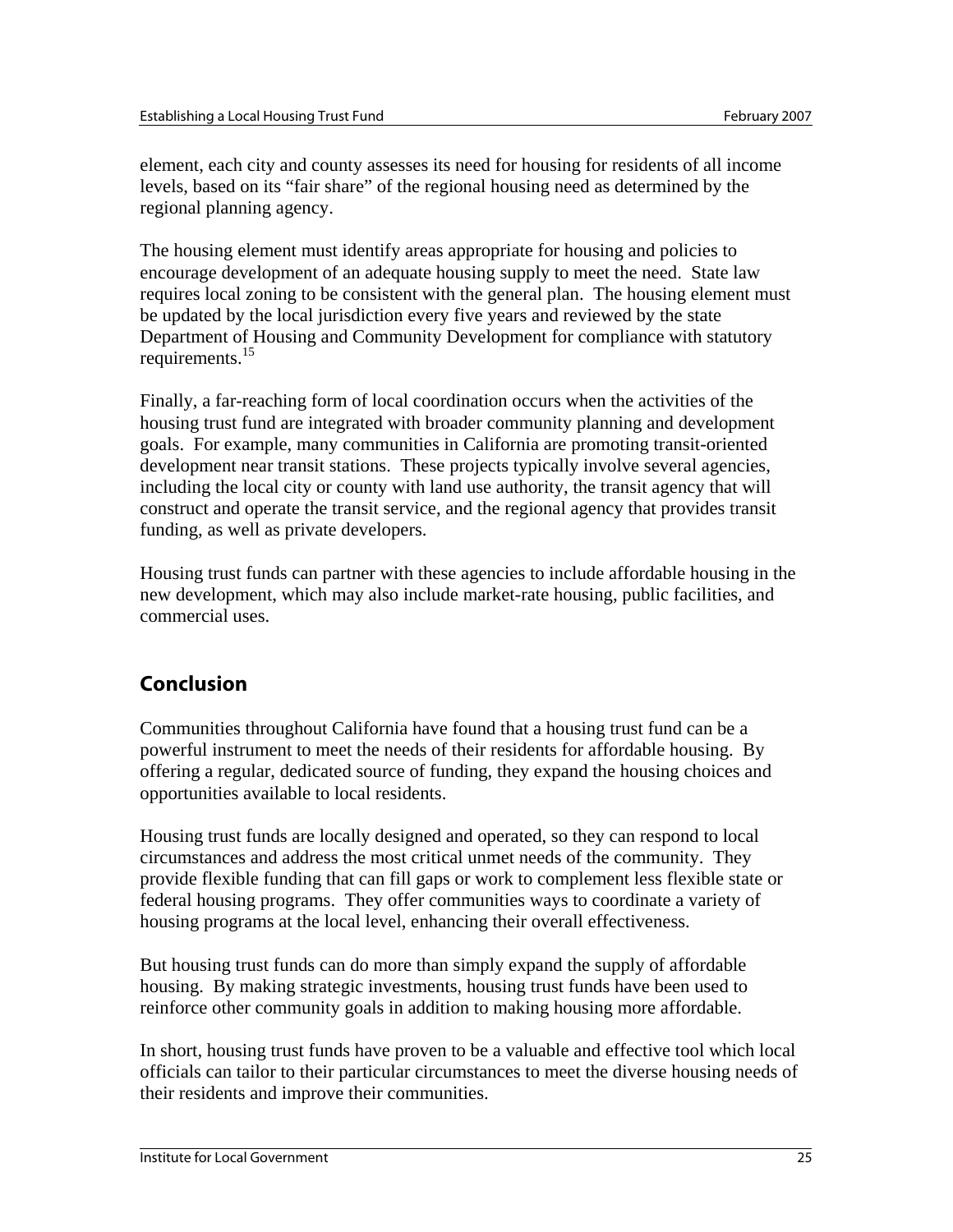element, each city and county assesses its need for housing for residents of all income levels, based on its "fair share" of the regional housing need as determined by the regional planning agency.

The housing element must identify areas appropriate for housing and policies to encourage development of an adequate housing supply to meet the need. State law requires local zoning to be consistent with the general plan. The housing element must be updated by the local jurisdiction every five years and reviewed by the state Department of Housing and Community Development for compliance with statutory requirements.[15]

Finally, a far-reaching form of local coordination occurs when the activities of the housing trust fund are integrated with broader community planning and development goals. For example, many communities in California are promoting transit-oriented development near transit stations. These projects typically involve several agencies, including the local city or county with land use authority, the transit agency that will construct and operate the transit service, and the regional agency that provides transit funding, as well as private developers.

Housing trust funds can partner with these agencies to include affordable housing in the new development, which may also include market-rate housing, public facilities, and commercial uses.

## Conclusion

Communities throughout California have found that a housing trust fund can be a powerful instrument to meet the needs of their residents for affordable housing. By offering a regular, dedicated source of funding, they expand the housing choices and opportunities available to local residents.

Housing trust funds are locally designed and operated, so they can respond to local circumstances and address the most critical unmet needs of the community. They provide flexible funding that can fill gaps or work to complement less flexible state or federal housing programs. They offer communities ways to coordinate a variety of housing programs at the local level, enhancing their overall effectiveness.

But housing trust funds can do more than simply expand the supply of affordable housing. By making strategic investments, housing trust funds have been used to reinforce other community goals in addition to making housing more affordable.

In short, housing trust funds have proven to be a valuable and effective tool which local officials can tailor to their particular circumstances to meet the diverse housing needs of their residents and improve their communities.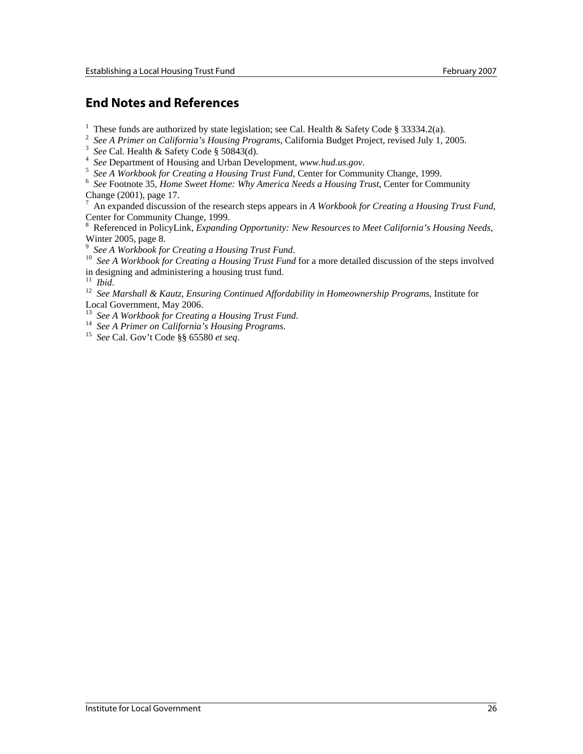## End Notes and References

[1] These funds are authorized by state legislation; see Cal. Health & Safety Code § 33334.2(a).
[2] *See A Primer on California's Housing Programs*, California Budget Project, revised July 1, 2005.
[3] *See* Cal. Health & Safety Code § 50843(d).
[4] *See* Department of Housing and Urban Development, *www.hud.us.gov*.
[5] *See A Workbook for Creating a Housing Trust Fund*, Center for Community Change, 1999.
[6] *See* Footnote 35, *Home Sweet Home: Why America Needs a Housing Trust*, Center for Community Change (2001), page 17.
[7] An expanded discussion of the research steps appears in *A Workbook for Creating a Housing Trust Fund*, Center for Community Change, 1999.
[8] Referenced in PolicyLink, *Expanding Opportunity: New Resources to Meet California's Housing Needs*, Winter 2005, page 8.
[9] *See A Workbook for Creating a Housing Trust Fund*.
[10] *See A Workbook for Creating a Housing Trust Fund* for a more detailed discussion of the steps involved in designing and administering a housing trust fund.
[11] *Ibid*.
[12] *See Marshall & Kautz, Ensuring Continued Affordability in Homeownership Programs*, Institute for Local Government, May 2006.
[13] *See A Workbook for Creating a Housing Trust Fund*.
[14] *See A Primer on California's Housing Programs*.
[15] *See* Cal. Gov't Code §§ 65580 *et seq*.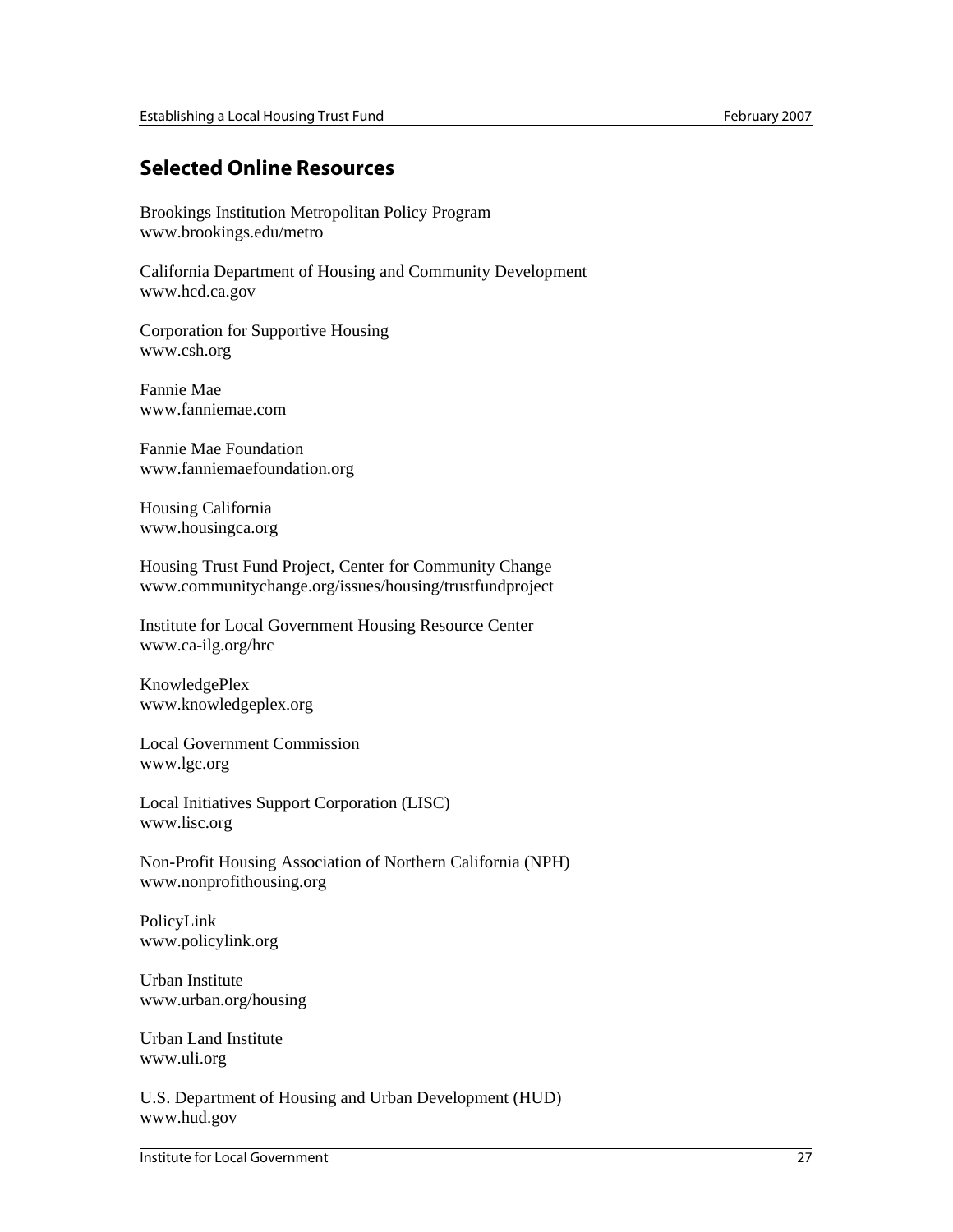## Selected Online Resources

Brookings Institution Metropolitan Policy Program
www.brookings.edu/metro

California Department of Housing and Community Development
www.hcd.ca.gov

Corporation for Supportive Housing
www.csh.org

Fannie Mae
www.fanniemae.com

Fannie Mae Foundation
www.fanniemaefoundation.org

Housing California
www.housingca.org

Housing Trust Fund Project, Center for Community Change
www.communitychange.org/issues/housing/trustfundproject

Institute for Local Government Housing Resource Center
www.ca-ilg.org/hrc

KnowledgePlex
www.knowledgeplex.org

Local Government Commission
www.lgc.org

Local Initiatives Support Corporation (LISC)
www.lisc.org

Non-Profit Housing Association of Northern California (NPH)
www.nonprofithousing.org

PolicyLink
www.policylink.org

Urban Institute
www.urban.org/housing

Urban Land Institute
www.uli.org

U.S. Department of Housing and Urban Development (HUD)
www.hud.gov